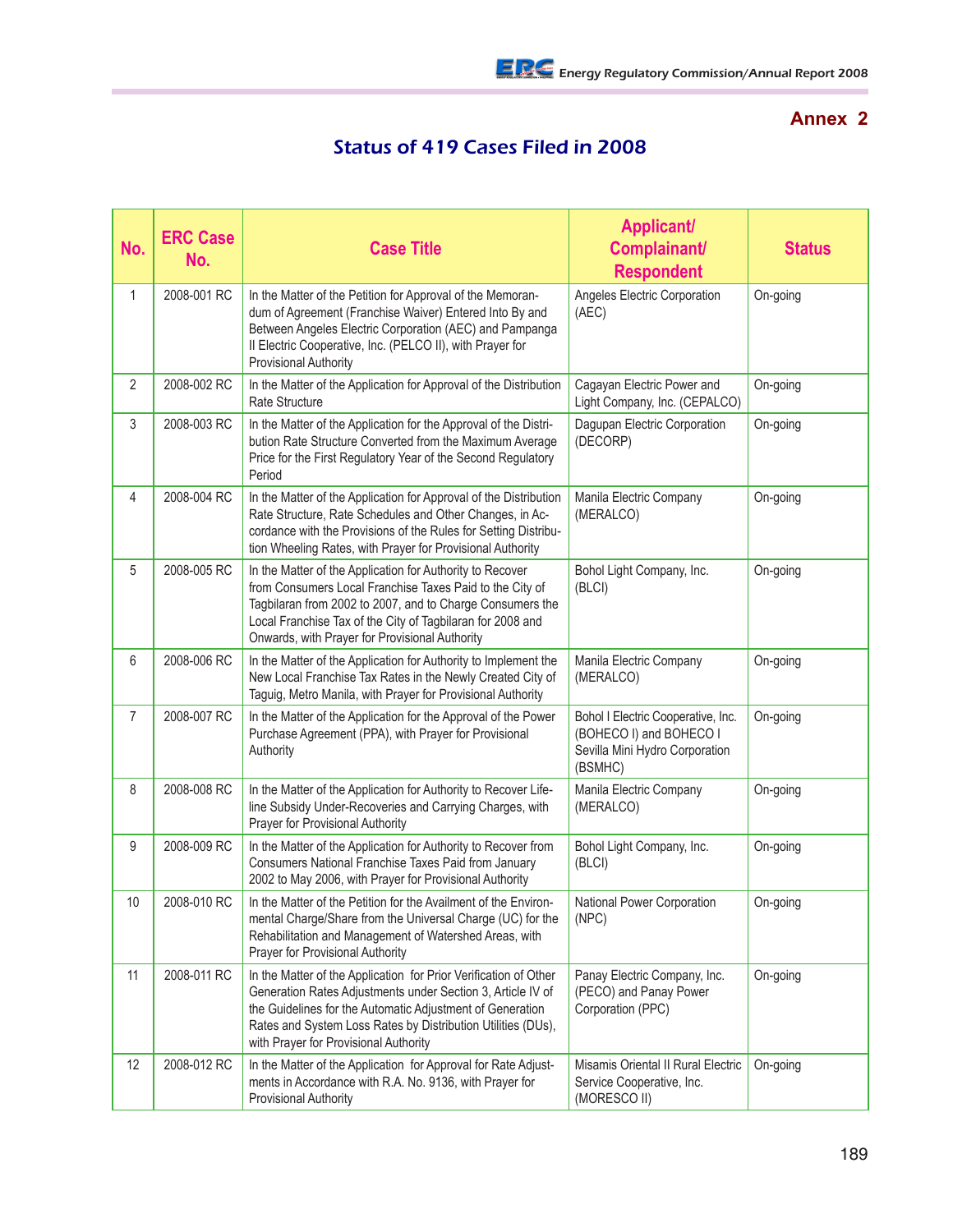## Annex 2

# Status of 419 Cases Filed in 2008

| No. | ERC Case No. | Case Title | Applicant/ Complainant/ Respondent | Status |
|---|---|---|---|---|
| 1 | 2008-001 RC | In the Matter of the Petition for Approval of the Memorandum of Agreement (Franchise Waiver) Entered Into By and Between Angeles Electric Corporation (AEC) and Pampanga II Electric Cooperative, Inc. (PELCO II), with Prayer for Provisional Authority | Angeles Electric Corporation (AEC) | On-going |
| 2 | 2008-002 RC | In the Matter of the Application for Approval of the Distribution Rate Structure | Cagayan Electric Power and Light Company, Inc. (CEPALCO) | On-going |
| 3 | 2008-003 RC | In the Matter of the Application for the Approval of the Distribution Rate Structure Converted from the Maximum Average Price for the First Regulatory Year of the Second Regulatory Period | Dagupan Electric Corporation (DECORP) | On-going |
| 4 | 2008-004 RC | In the Matter of the Application for Approval of the Distribution Rate Structure, Rate Schedules and Other Changes, in Accordance with the Provisions of the Rules for Setting Distribution Wheeling Rates, with Prayer for Provisional Authority | Manila Electric Company (MERALCO) | On-going |
| 5 | 2008-005 RC | In the Matter of the Application for Authority to Recover from Consumers Local Franchise Taxes Paid to the City of Tagbilaran from 2002 to 2007, and to Charge Consumers the Local Franchise Tax of the City of Tagbilaran for 2008 and Onwards, with Prayer for Provisional Authority | Bohol Light Company, Inc. (BLCI) | On-going |
| 6 | 2008-006 RC | In the Matter of the Application for Authority to Implement the New Local Franchise Tax Rates in the Newly Created City of Taguig, Metro Manila, with Prayer for Provisional Authority | Manila Electric Company (MERALCO) | On-going |
| 7 | 2008-007 RC | In the Matter of the Application for the Approval of the Power Purchase Agreement (PPA), with Prayer for Provisional Authority | Bohol I Electric Cooperative, Inc. (BOHECO I) and BOHECO I Sevilla Mini Hydro Corporation (BSMHC) | On-going |
| 8 | 2008-008 RC | In the Matter of the Application for Authority to Recover Lifeline Subsidy Under-Recoveries and Carrying Charges, with Prayer for Provisional Authority | Manila Electric Company (MERALCO) | On-going |
| 9 | 2008-009 RC | In the Matter of the Application for Authority to Recover from Consumers National Franchise Taxes Paid from January 2002 to May 2006, with Prayer for Provisional Authority | Bohol Light Company, Inc. (BLCI) | On-going |
| 10 | 2008-010 RC | In the Matter of the Petition for the Availment of the Environmental Charge/Share from the Universal Charge (UC) for the Rehabilitation and Management of Watershed Areas, with Prayer for Provisional Authority | National Power Corporation (NPC) | On-going |
| 11 | 2008-011 RC | In the Matter of the Application for Prior Verification of Other Generation Rates Adjustments under Section 3, Article IV of the Guidelines for the Automatic Adjustment of Generation Rates and System Loss Rates by Distribution Utilities (DUs), with Prayer for Provisional Authority | Panay Electric Company, Inc. (PECO) and Panay Power Corporation (PPC) | On-going |
| 12 | 2008-012 RC | In the Matter of the Application for Approval for Rate Adjustments in Accordance with R.A. No. 9136, with Prayer for Provisional Authority | Misamis Oriental II Rural Electric Service Cooperative, Inc. (MORESCO II) | On-going |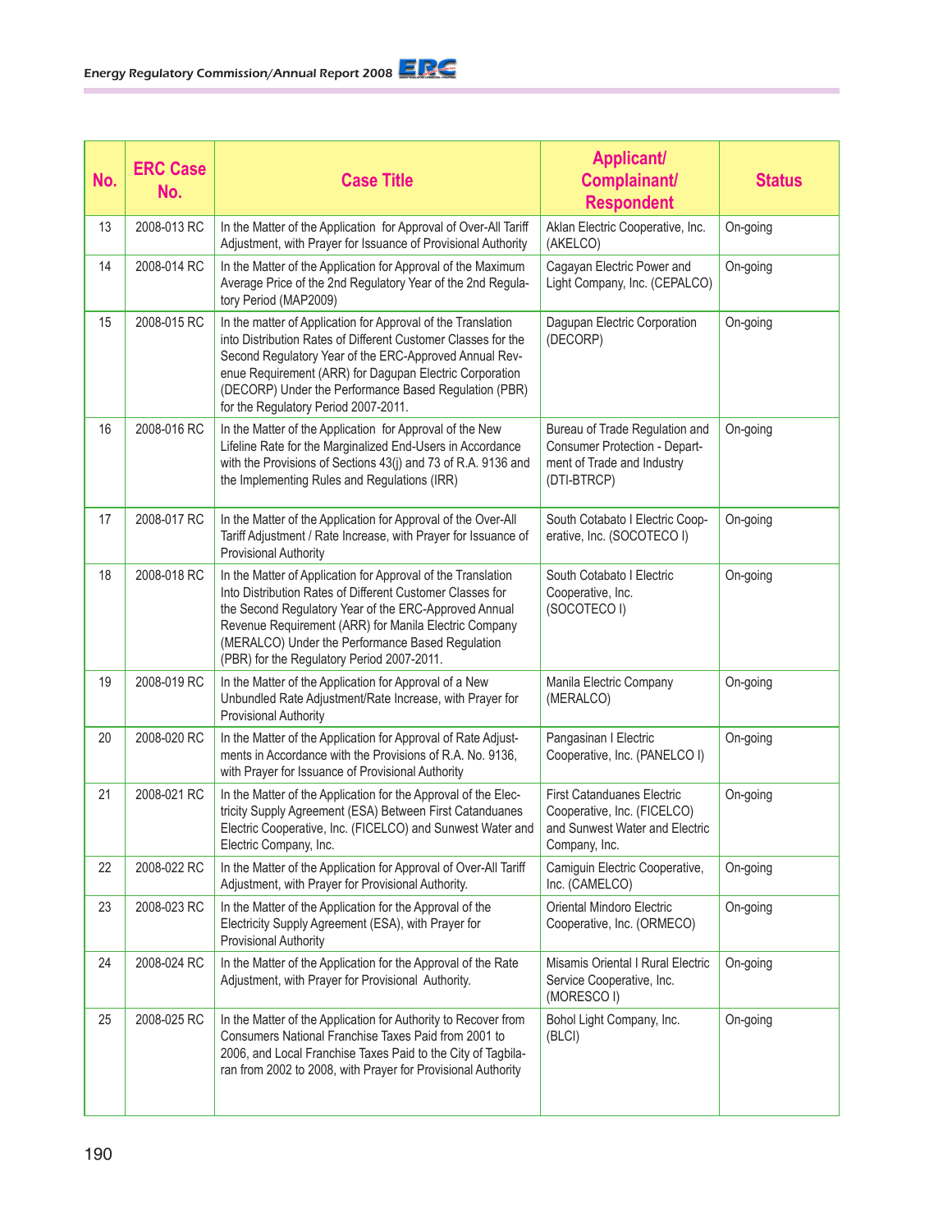| No. | ERC Case No. | Case Title | Applicant/ Complainant/ Respondent | Status |
|---|---|---|---|---|
| 13 | 2008-013 RC | In the Matter of the Application for Approval of Over-All Tariff Adjustment, with Prayer for Issuance of Provisional Authority | Aklan Electric Cooperative, Inc. (AKELCO) | On-going |
| 14 | 2008-014 RC | In the Matter of the Application for Approval of the Maximum Average Price of the 2nd Regulatory Year of the 2nd Regulatory Period (MAP2009) | Cagayan Electric Power and Light Company, Inc. (CEPALCO) | On-going |
| 15 | 2008-015 RC | In the matter of Application for Approval of the Translation into Distribution Rates of Different Customer Classes for the Second Regulatory Year of the ERC-Approved Annual Revenue Requirement (ARR) for Dagupan Electric Corporation (DECORP) Under the Performance Based Regulation (PBR) for the Regulatory Period 2007-2011. | Dagupan Electric Corporation (DECORP) | On-going |
| 16 | 2008-016 RC | In the Matter of the Application for Approval of the New Lifeline Rate for the Marginalized End-Users in Accordance with the Provisions of Sections 43(j) and 73 of R.A. 9136 and the Implementing Rules and Regulations (IRR) | Bureau of Trade Regulation and Consumer Protection - Department of Trade and Industry (DTI-BTRCP) | On-going |
| 17 | 2008-017 RC | In the Matter of the Application for Approval of the Over-All Tariff Adjustment / Rate Increase, with Prayer for Issuance of Provisional Authority | South Cotabato I Electric Cooperative, Inc. (SOCOTECO I) | On-going |
| 18 | 2008-018 RC | In the Matter of Application for Approval of the Translation Into Distribution Rates of Different Customer Classes for the Second Regulatory Year of the ERC-Approved Annual Revenue Requirement (ARR) for Manila Electric Company (MERALCO) Under the Performance Based Regulation (PBR) for the Regulatory Period 2007-2011. | South Cotabato I Electric Cooperative, Inc. (SOCOTECO I) | On-going |
| 19 | 2008-019 RC | In the Matter of the Application for Approval of a New Unbundled Rate Adjustment/Rate Increase, with Prayer for Provisional Authority | Manila Electric Company (MERALCO) | On-going |
| 20 | 2008-020 RC | In the Matter of the Application for Approval of Rate Adjustments in Accordance with the Provisions of R.A. No. 9136, with Prayer for Issuance of Provisional Authority | Pangasinan I Electric Cooperative, Inc. (PANELCO I) | On-going |
| 21 | 2008-021 RC | In the Matter of the Application for the Approval of the Electricity Supply Agreement (ESA) Between First Catanduanes Electric Cooperative, Inc. (FICELCO) and Sunwest Water and Electric Company, Inc. | First Catanduanes Electric Cooperative, Inc. (FICELCO) and Sunwest Water and Electric Company, Inc. | On-going |
| 22 | 2008-022 RC | In the Matter of the Application for Approval of Over-All Tariff Adjustment, with Prayer for Provisional Authority. | Camiguin Electric Cooperative, Inc. (CAMELCO) | On-going |
| 23 | 2008-023 RC | In the Matter of the Application for the Approval of the Electricity Supply Agreement (ESA), with Prayer for Provisional Authority | Oriental Mindoro Electric Cooperative, Inc. (ORMECO) | On-going |
| 24 | 2008-024 RC | In the Matter of the Application for the Approval of the Rate Adjustment, with Prayer for Provisional Authority. | Misamis Oriental I Rural Electric Service Cooperative, Inc. (MORESCO I) | On-going |
| 25 | 2008-025 RC | In the Matter of the Application for Authority to Recover from Consumers National Franchise Taxes Paid from 2001 to 2006, and Local Franchise Taxes Paid to the City of Tagbilaran from 2002 to 2008, with Prayer for Provisional Authority | Bohol Light Company, Inc. (BLCI) | On-going |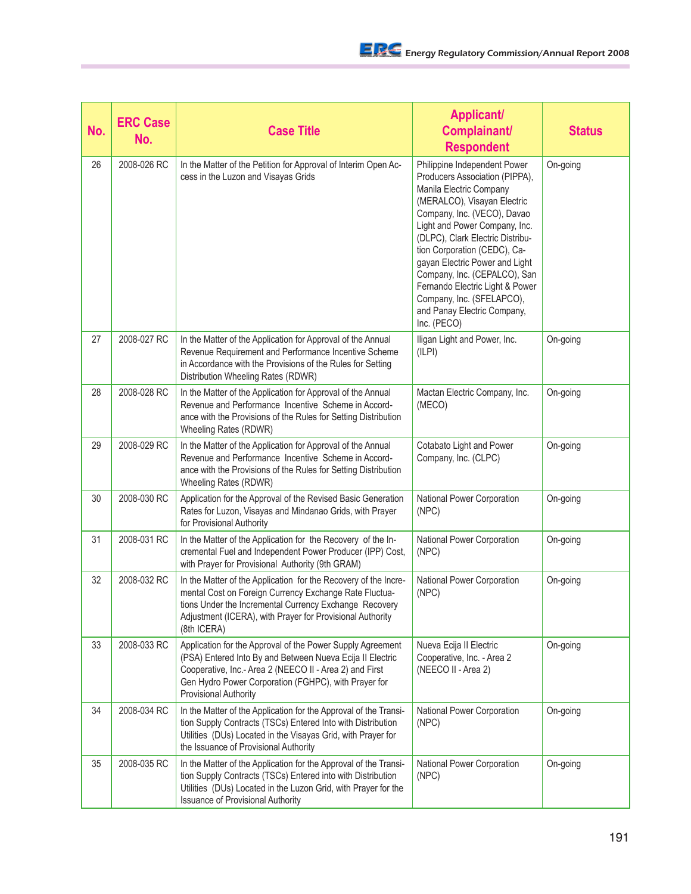| No. | ERC Case No. | Case Title | Applicant/ Complainant/ Respondent | Status |
|---|---|---|---|---|
| 26 | 2008-026 RC | In the Matter of the Petition for Approval of Interim Open Access in the Luzon and Visayas Grids | Philippine Independent Power Producers Association (PIPPA), Manila Electric Company (MERALCO), Visayan Electric Company, Inc. (VECO), Davao Light and Power Company, Inc. (DLPC), Clark Electric Distribution Corporation (CEDC), Cagayan Electric Power and Light Company, Inc. (CEPALCO), San Fernando Electric Light & Power Company, Inc. (SFELAPCO), and Panay Electric Company, Inc. (PECO) | On-going |
| 27 | 2008-027 RC | In the Matter of the Application for Approval of the Annual Revenue Requirement and Performance Incentive Scheme in Accordance with the Provisions of the Rules for Setting Distribution Wheeling Rates (RDWR) | Iligan Light and Power, Inc. (ILPI) | On-going |
| 28 | 2008-028 RC | In the Matter of the Application for Approval of the Annual Revenue and Performance Incentive Scheme in Accordance with the Provisions of the Rules for Setting Distribution Wheeling Rates (RDWR) | Mactan Electric Company, Inc. (MECO) | On-going |
| 29 | 2008-029 RC | In the Matter of the Application for Approval of the Annual Revenue and Performance Incentive Scheme in Accordance with the Provisions of the Rules for Setting Distribution Wheeling Rates (RDWR) | Cotabato Light and Power Company, Inc. (CLPC) | On-going |
| 30 | 2008-030 RC | Application for the Approval of the Revised Basic Generation Rates for Luzon, Visayas and Mindanao Grids, with Prayer for Provisional Authority | National Power Corporation (NPC) | On-going |
| 31 | 2008-031 RC | In the Matter of the Application for the Recovery of the Incremental Fuel and Independent Power Producer (IPP) Cost, with Prayer for Provisional Authority (9th GRAM) | National Power Corporation (NPC) | On-going |
| 32 | 2008-032 RC | In the Matter of the Application for the Recovery of the Incremental Cost on Foreign Currency Exchange Rate Fluctuations Under the Incremental Currency Exchange Recovery Adjustment (ICERA), with Prayer for Provisional Authority (8th ICERA) | National Power Corporation (NPC) | On-going |
| 33 | 2008-033 RC | Application for the Approval of the Power Supply Agreement (PSA) Entered Into By and Between Nueva Ecija II Electric Cooperative, Inc.- Area 2 (NEECO II - Area 2) and First Gen Hydro Power Corporation (FGHPC), with Prayer for Provisional Authority | Nueva Ecija II Electric Cooperative, Inc. - Area 2 (NEECO II - Area 2) | On-going |
| 34 | 2008-034 RC | In the Matter of the Application for the Approval of the Transition Supply Contracts (TSCs) Entered Into with Distribution Utilities (DUs) Located in the Visayas Grid, with Prayer for the Issuance of Provisional Authority | National Power Corporation (NPC) | On-going |
| 35 | 2008-035 RC | In the Matter of the Application for the Approval of the Transition Supply Contracts (TSCs) Entered into with Distribution Utilities (DUs) Located in the Luzon Grid, with Prayer for the Issuance of Provisional Authority | National Power Corporation (NPC) | On-going |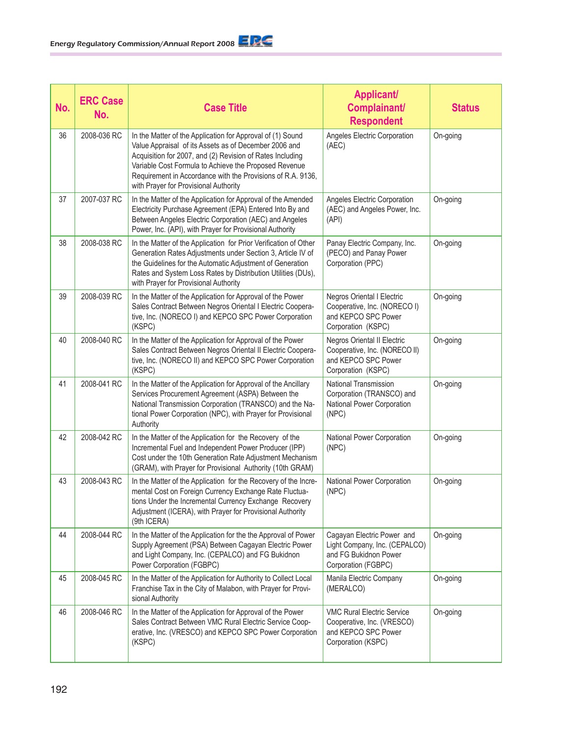| No. | ERC Case No. | Case Title | Applicant/ Complainant/ Respondent | Status |
|---|---|---|---|---|
| 36 | 2008-036 RC | In the Matter of the Application for Approval of (1) Sound Value Appraisal of its Assets as of December 2006 and Acquisition for 2007, and (2) Revision of Rates Including Variable Cost Formula to Achieve the Proposed Revenue Requirement in Accordance with the Provisions of R.A. 9136, with Prayer for Provisional Authority | Angeles Electric Corporation (AEC) | On-going |
| 37 | 2007-037 RC | In the Matter of the Application for Approval of the Amended Electricity Purchase Agreement (EPA) Entered Into By and Between Angeles Electric Corporation (AEC) and Angeles Power, Inc. (API), with Prayer for Provisional Authority | Angeles Electric Corporation (AEC) and Angeles Power, Inc. (API) | On-going |
| 38 | 2008-038 RC | In the Matter of the Application for Prior Verification of Other Generation Rates Adjustments under Section 3, Article IV of the Guidelines for the Automatic Adjustment of Generation Rates and System Loss Rates by Distribution Utilities (DUs), with Prayer for Provisional Authority | Panay Electric Company, Inc. (PECO) and Panay Power Corporation (PPC) | On-going |
| 39 | 2008-039 RC | In the Matter of the Application for Approval of the Power Sales Contract Between Negros Oriental I Electric Cooperative, Inc. (NORECO I) and KEPCO SPC Power Corporation (KSPC) | Negros Oriental I Electric Cooperative, Inc. (NORECO I) and KEPCO SPC Power Corporation (KSPC) | On-going |
| 40 | 2008-040 RC | In the Matter of the Application for Approval of the Power Sales Contract Between Negros Oriental II Electric Cooperative, Inc. (NORECO II) and KEPCO SPC Power Corporation (KSPC) | Negros Oriental II Electric Cooperative, Inc. (NORECO II) and KEPCO SPC Power Corporation (KSPC) | On-going |
| 41 | 2008-041 RC | In the Matter of the Application for Approval of the Ancillary Services Procurement Agreement (ASPA) Between the National Transmission Corporation (TRANSCO) and the National Power Corporation (NPC), with Prayer for Provisional Authority | National Transmission Corporation (TRANSCO) and National Power Corporation (NPC) | On-going |
| 42 | 2008-042 RC | In the Matter of the Application for the Recovery of the Incremental Fuel and Independent Power Producer (IPP) Cost under the 10th Generation Rate Adjustment Mechanism (GRAM), with Prayer for Provisional Authority (10th GRAM) | National Power Corporation (NPC) | On-going |
| 43 | 2008-043 RC | In the Matter of the Application for the Recovery of the Incremental Cost on Foreign Currency Exchange Rate Fluctuations Under the Incremental Currency Exchange Recovery Adjustment (ICERA), with Prayer for Provisional Authority (9th ICERA) | National Power Corporation (NPC) | On-going |
| 44 | 2008-044 RC | In the Matter of the Application for the the Approval of Power Supply Agreement (PSA) Between Cagayan Electric Power and Light Company, Inc. (CEPALCO) and FG Bukidnon Power Corporation (FGBPC) | Cagayan Electric Power and Light Company, Inc. (CEPALCO) and FG Bukidnon Power Corporation (FGBPC) | On-going |
| 45 | 2008-045 RC | In the Matter of the Application for Authority to Collect Local Franchise Tax in the City of Malabon, with Prayer for Provisional Authority | Manila Electric Company (MERALCO) | On-going |
| 46 | 2008-046 RC | In the Matter of the Application for Approval of the Power Sales Contract Between VMC Rural Electric Service Cooperative, Inc. (VRESCO) and KEPCO SPC Power Corporation (KSPC) | VMC Rural Electric Service Cooperative, Inc. (VRESCO) and KEPCO SPC Power Corporation (KSPC) | On-going |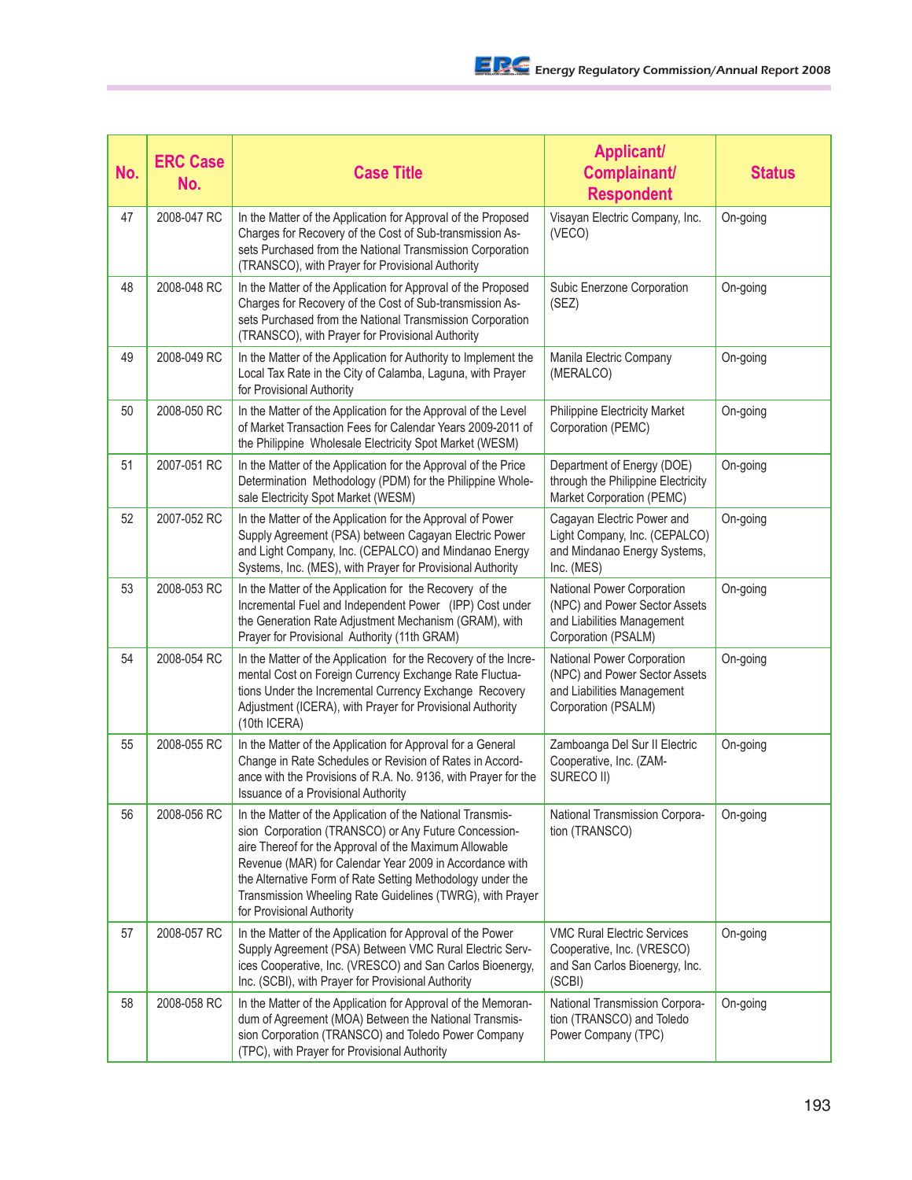| No. | ERC Case No. | Case Title | Applicant/ Complainant/ Respondent | Status |
|---|---|---|---|---|
| 47 | 2008-047 RC | In the Matter of the Application for Approval of the Proposed Charges for Recovery of the Cost of Sub-transmission Assets Purchased from the National Transmission Corporation (TRANSCO), with Prayer for Provisional Authority | Visayan Electric Company, Inc. (VECO) | On-going |
| 48 | 2008-048 RC | In the Matter of the Application for Approval of the Proposed Charges for Recovery of the Cost of Sub-transmission Assets Purchased from the National Transmission Corporation (TRANSCO), with Prayer for Provisional Authority | Subic Enerzone Corporation (SEZ) | On-going |
| 49 | 2008-049 RC | In the Matter of the Application for Authority to Implement the Local Tax Rate in the City of Calamba, Laguna, with Prayer for Provisional Authority | Manila Electric Company (MERALCO) | On-going |
| 50 | 2008-050 RC | In the Matter of the Application for the Approval of the Level of Market Transaction Fees for Calendar Years 2009-2011 of the Philippine Wholesale Electricity Spot Market (WESM) | Philippine Electricity Market Corporation (PEMC) | On-going |
| 51 | 2007-051 RC | In the Matter of the Application for the Approval of the Price Determination Methodology (PDM) for the Philippine Wholesale Electricity Spot Market (WESM) | Department of Energy (DOE) through the Philippine Electricity Market Corporation (PEMC) | On-going |
| 52 | 2007-052 RC | In the Matter of the Application for the Approval of Power Supply Agreement (PSA) between Cagayan Electric Power and Light Company, Inc. (CEPALCO) and Mindanao Energy Systems, Inc. (MES), with Prayer for Provisional Authority | Cagayan Electric Power and Light Company, Inc. (CEPALCO) and Mindanao Energy Systems, Inc. (MES) | On-going |
| 53 | 2008-053 RC | In the Matter of the Application for the Recovery of the Incremental Fuel and Independent Power (IPP) Cost under the Generation Rate Adjustment Mechanism (GRAM), with Prayer for Provisional Authority (11th GRAM) | National Power Corporation (NPC) and Power Sector Assets and Liabilities Management Corporation (PSALM) | On-going |
| 54 | 2008-054 RC | In the Matter of the Application for the Recovery of the Incremental Cost on Foreign Currency Exchange Rate Fluctuations Under the Incremental Currency Exchange Recovery Adjustment (ICERA), with Prayer for Provisional Authority (10th ICERA) | National Power Corporation (NPC) and Power Sector Assets and Liabilities Management Corporation (PSALM) | On-going |
| 55 | 2008-055 RC | In the Matter of the Application for Approval for a General Change in Rate Schedules or Revision of Rates in Accordance with the Provisions of R.A. No. 9136, with Prayer for the Issuance of a Provisional Authority | Zamboanga Del Sur II Electric Cooperative, Inc. (ZAMSURECO II) | On-going |
| 56 | 2008-056 RC | In the Matter of the Application of the National Transmission Corporation (TRANSCO) or Any Future Concessionaire Thereof for the Approval of the Maximum Allowable Revenue (MAR) for Calendar Year 2009 in Accordance with the Alternative Form of Rate Setting Methodology under the Transmission Wheeling Rate Guidelines (TWRG), with Prayer for Provisional Authority | National Transmission Corporation (TRANSCO) | On-going |
| 57 | 2008-057 RC | In the Matter of the Application for Approval of the Power Supply Agreement (PSA) Between VMC Rural Electric Services Cooperative, Inc. (VRESCO) and San Carlos Bioenergy, Inc. (SCBI), with Prayer for Provisional Authority | VMC Rural Electric Services Cooperative, Inc. (VRESCO) and San Carlos Bioenergy, Inc. (SCBI) | On-going |
| 58 | 2008-058 RC | In the Matter of the Application for Approval of the Memorandum of Agreement (MOA) Between the National Transmission Corporation (TRANSCO) and Toledo Power Company (TPC), with Prayer for Provisional Authority | National Transmission Corporation (TRANSCO) and Toledo Power Company (TPC) | On-going |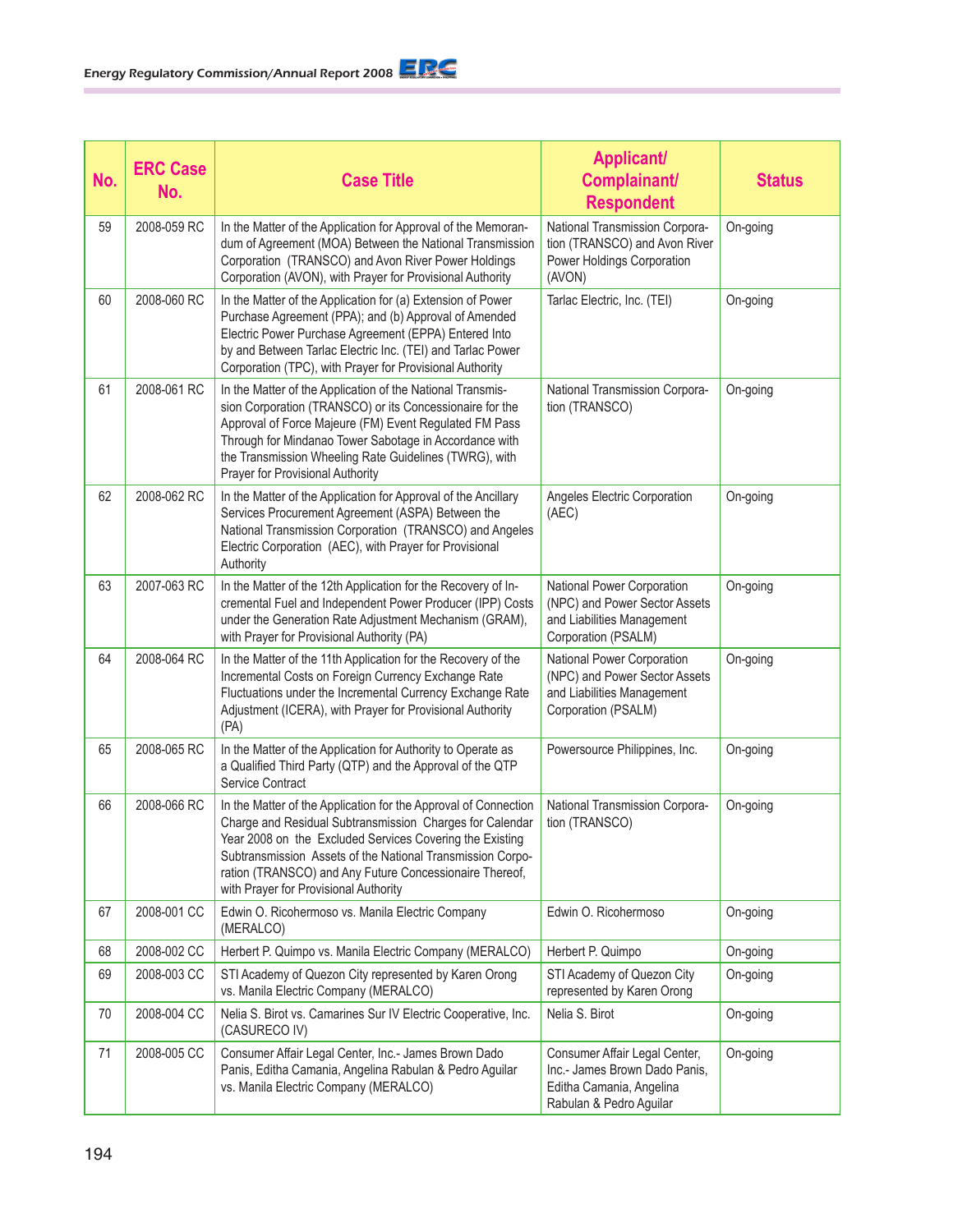| No. | ERC Case No. | Case Title | Applicant/ Complainant/ Respondent | Status |
|---|---|---|---|---|
| 59 | 2008-059 RC | In the Matter of the Application for Approval of the Memorandum of Agreement (MOA) Between the National Transmission Corporation (TRANSCO) and Avon River Power Holdings Corporation (AVON), with Prayer for Provisional Authority | National Transmission Corporation (TRANSCO) and Avon River Power Holdings Corporation (AVON) | On-going |
| 60 | 2008-060 RC | In the Matter of the Application for (a) Extension of Power Purchase Agreement (PPA); and (b) Approval of Amended Electric Power Purchase Agreement (EPPA) Entered Into by and Between Tarlac Electric Inc. (TEI) and Tarlac Power Corporation (TPC), with Prayer for Provisional Authority | Tarlac Electric, Inc. (TEI) | On-going |
| 61 | 2008-061 RC | In the Matter of the Application of the National Transmission Corporation (TRANSCO) or its Concessionaire for the Approval of Force Majeure (FM) Event Regulated FM Pass Through for Mindanao Tower Sabotage in Accordance with the Transmission Wheeling Rate Guidelines (TWRG), with Prayer for Provisional Authority | National Transmission Corporation (TRANSCO) | On-going |
| 62 | 2008-062 RC | In the Matter of the Application for Approval of the Ancillary Services Procurement Agreement (ASPA) Between the National Transmission Corporation (TRANSCO) and Angeles Electric Corporation (AEC), with Prayer for Provisional Authority | Angeles Electric Corporation (AEC) | On-going |
| 63 | 2007-063 RC | In the Matter of the 12th Application for the Recovery of Incremental Fuel and Independent Power Producer (IPP) Costs under the Generation Rate Adjustment Mechanism (GRAM), with Prayer for Provisional Authority (PA) | National Power Corporation (NPC) and Power Sector Assets and Liabilities Management Corporation (PSALM) | On-going |
| 64 | 2008-064 RC | In the Matter of the 11th Application for the Recovery of the Incremental Costs on Foreign Currency Exchange Rate Fluctuations under the Incremental Currency Exchange Rate Adjustment (ICERA), with Prayer for Provisional Authority (PA) | National Power Corporation (NPC) and Power Sector Assets and Liabilities Management Corporation (PSALM) | On-going |
| 65 | 2008-065 RC | In the Matter of the Application for Authority to Operate as a Qualified Third Party (QTP) and the Approval of the QTP Service Contract | Powersource Philippines, Inc. | On-going |
| 66 | 2008-066 RC | In the Matter of the Application for the Approval of Connection Charge and Residual Subtransmission Charges for Calendar Year 2008 on the Excluded Services Covering the Existing Subtransmission Assets of the National Transmission Corporation (TRANSCO) and Any Future Concessionaire Thereof, with Prayer for Provisional Authority | National Transmission Corporation (TRANSCO) | On-going |
| 67 | 2008-001 CC | Edwin O. Ricohermoso vs. Manila Electric Company (MERALCO) | Edwin O. Ricohermoso | On-going |
| 68 | 2008-002 CC | Herbert P. Quimpo vs. Manila Electric Company (MERALCO) | Herbert P. Quimpo | On-going |
| 69 | 2008-003 CC | STI Academy of Quezon City represented by Karen Orong vs. Manila Electric Company (MERALCO) | STI Academy of Quezon City represented by Karen Orong | On-going |
| 70 | 2008-004 CC | Nelia S. Birot vs. Camarines Sur IV Electric Cooperative, Inc. (CASURECO IV) | Nelia S. Birot | On-going |
| 71 | 2008-005 CC | Consumer Affair Legal Center, Inc.- James Brown Dado Panis, Editha Camania, Angelina Rabulan & Pedro Aguilar vs. Manila Electric Company (MERALCO) | Consumer Affair Legal Center, Inc.- James Brown Dado Panis, Editha Camania, Angelina Rabulan & Pedro Aguilar | On-going |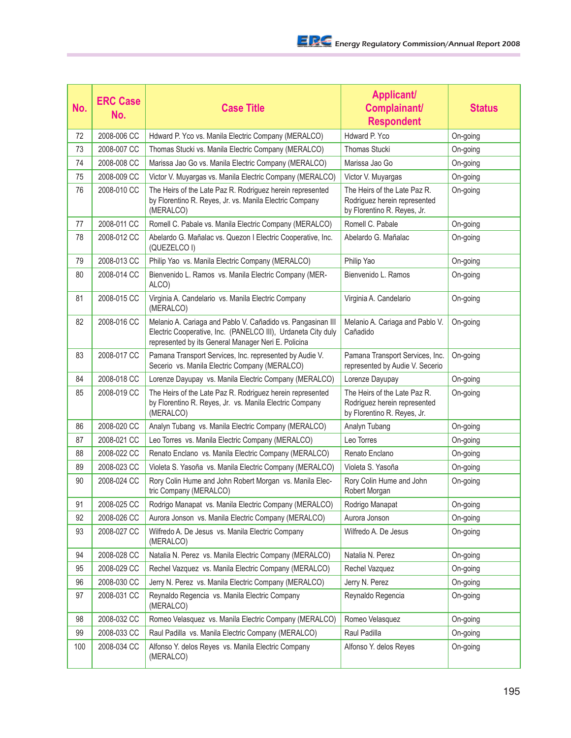| No. | ERC Case No. | Case Title | Applicant/ Complainant/ Respondent | Status |
|---|---|---|---|---|
| 72 | 2008-006 CC | Hdward P. Yco vs. Manila Electric Company (MERALCO) | Hdward P. Yco | On-going |
| 73 | 2008-007 CC | Thomas Stucki vs. Manila Electric Company (MERALCO) | Thomas Stucki | On-going |
| 74 | 2008-008 CC | Marissa Jao Go vs. Manila Electric Company (MERALCO) | Marissa Jao Go | On-going |
| 75 | 2008-009 CC | Victor V. Muyargas vs. Manila Electric Company (MERALCO) | Victor V. Muyargas | On-going |
| 76 | 2008-010 CC | The Heirs of the Late Paz R. Rodriguez herein represented by Florentino R. Reyes, Jr. vs. Manila Electric Company (MERALCO) | The Heirs of the Late Paz R. Rodriguez herein represented by Florentino R. Reyes, Jr. | On-going |
| 77 | 2008-011 CC | Romell C. Pabale vs. Manila Electric Company (MERALCO) | Romell C. Pabale | On-going |
| 78 | 2008-012 CC | Abelardo G. Mañalac vs. Quezon I Electric Cooperative, Inc. (QUEZELCO I) | Abelardo G. Mañalac | On-going |
| 79 | 2008-013 CC | Philip Yao vs. Manila Electric Company (MERALCO) | Philip Yao | On-going |
| 80 | 2008-014 CC | Bienvenido L. Ramos vs. Manila Electric Company (MERALCO) | Bienvenido L. Ramos | On-going |
| 81 | 2008-015 CC | Virginia A. Candelario vs. Manila Electric Company (MERALCO) | Virginia A. Candelario | On-going |
| 82 | 2008-016 CC | Melanio A. Cariaga and Pablo V. Cañadido vs. Pangasinan III Electric Cooperative, Inc. (PANELCO III), Urdaneta City duly represented by its General Manager Neri E. Policina | Melanio A. Cariaga and Pablo V. Cañadido | On-going |
| 83 | 2008-017 CC | Pamana Transport Services, Inc. represented by Audie V. Secerio vs. Manila Electric Company (MERALCO) | Pamana Transport Services, Inc. represented by Audie V. Secerio | On-going |
| 84 | 2008-018 CC | Lorenze Dayupay vs. Manila Electric Company (MERALCO) | Lorenze Dayupay | On-going |
| 85 | 2008-019 CC | The Heirs of the Late Paz R. Rodriguez herein represented by Florentino R. Reyes, Jr. vs. Manila Electric Company (MERALCO) | The Heirs of the Late Paz R. Rodriguez herein represented by Florentino R. Reyes, Jr. | On-going |
| 86 | 2008-020 CC | Analyn Tubang vs. Manila Electric Company (MERALCO) | Analyn Tubang | On-going |
| 87 | 2008-021 CC | Leo Torres vs. Manila Electric Company (MERALCO) | Leo Torres | On-going |
| 88 | 2008-022 CC | Renato Enclano vs. Manila Electric Company (MERALCO) | Renato Enclano | On-going |
| 89 | 2008-023 CC | Violeta S. Yasoña vs. Manila Electric Company (MERALCO) | Violeta S. Yasoña | On-going |
| 90 | 2008-024 CC | Rory Colin Hume and John Robert Morgan vs. Manila Electric Company (MERALCO) | Rory Colin Hume and John Robert Morgan | On-going |
| 91 | 2008-025 CC | Rodrigo Manapat vs. Manila Electric Company (MERALCO) | Rodrigo Manapat | On-going |
| 92 | 2008-026 CC | Aurora Jonson vs. Manila Electric Company (MERALCO) | Aurora Jonson | On-going |
| 93 | 2008-027 CC | Wilfredo A. De Jesus vs. Manila Electric Company (MERALCO) | Wilfredo A. De Jesus | On-going |
| 94 | 2008-028 CC | Natalia N. Perez vs. Manila Electric Company (MERALCO) | Natalia N. Perez | On-going |
| 95 | 2008-029 CC | Rechel Vazquez vs. Manila Electric Company (MERALCO) | Rechel Vazquez | On-going |
| 96 | 2008-030 CC | Jerry N. Perez vs. Manila Electric Company (MERALCO) | Jerry N. Perez | On-going |
| 97 | 2008-031 CC | Reynaldo Regencia vs. Manila Electric Company (MERALCO) | Reynaldo Regencia | On-going |
| 98 | 2008-032 CC | Romeo Velasquez vs. Manila Electric Company (MERALCO) | Romeo Velasquez | On-going |
| 99 | 2008-033 CC | Raul Padilla vs. Manila Electric Company (MERALCO) | Raul Padilla | On-going |
| 100 | 2008-034 CC | Alfonso Y. delos Reyes vs. Manila Electric Company (MERALCO) | Alfonso Y. delos Reyes | On-going |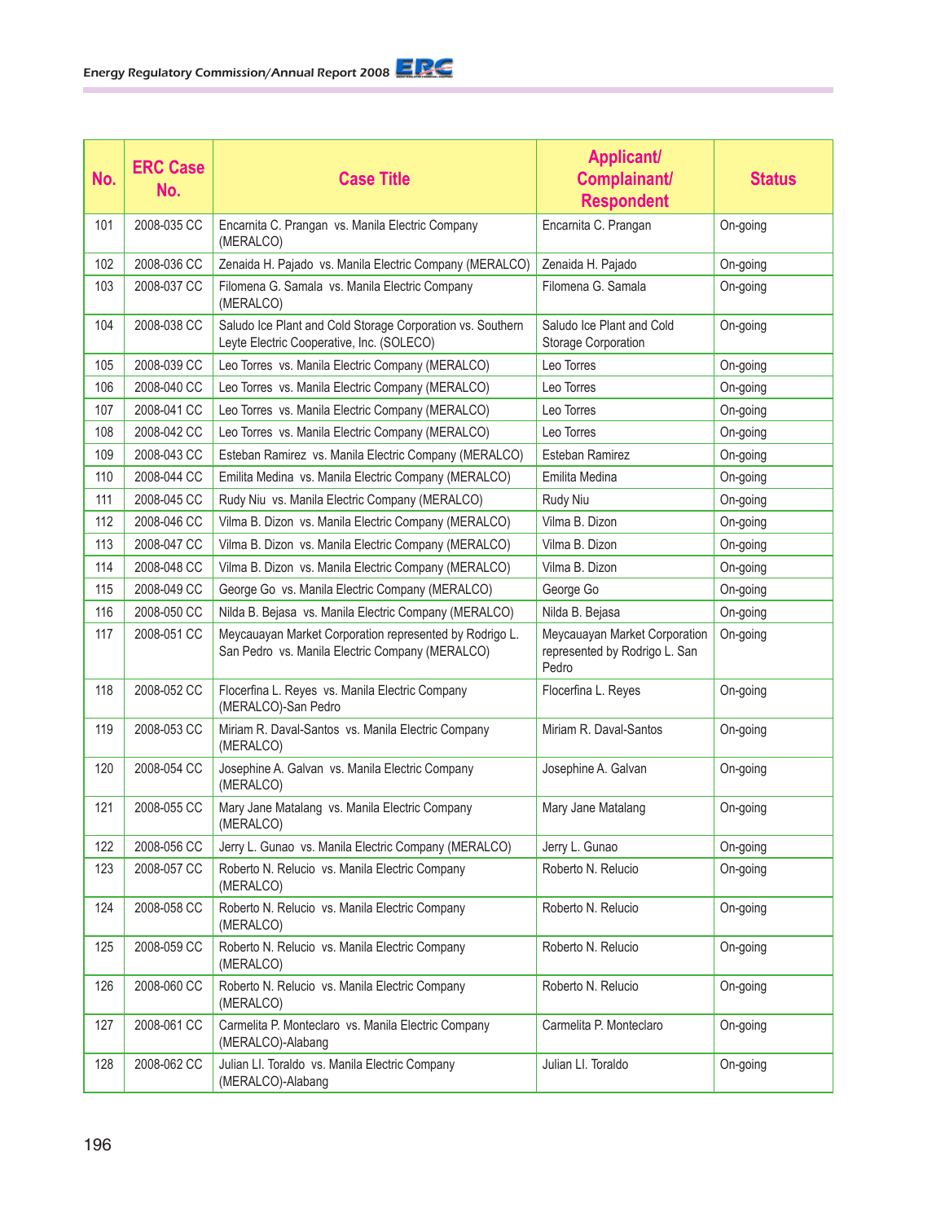| No. | ERC Case No. | Case Title | Applicant/ Complainant/ Respondent | Status |
|---|---|---|---|---|
| 101 | 2008-035 CC | Encarnita C. Prangan vs. Manila Electric Company (MERALCO) | Encarnita C. Prangan | On-going |
| 102 | 2008-036 CC | Zenaida H. Pajado vs. Manila Electric Company (MERALCO) | Zenaida H. Pajado | On-going |
| 103 | 2008-037 CC | Filomena G. Samala vs. Manila Electric Company (MERALCO) | Filomena G. Samala | On-going |
| 104 | 2008-038 CC | Saludo Ice Plant and Cold Storage Corporation vs. Southern Leyte Electric Cooperative, Inc. (SOLECO) | Saludo Ice Plant and Cold Storage Corporation | On-going |
| 105 | 2008-039 CC | Leo Torres vs. Manila Electric Company (MERALCO) | Leo Torres | On-going |
| 106 | 2008-040 CC | Leo Torres vs. Manila Electric Company (MERALCO) | Leo Torres | On-going |
| 107 | 2008-041 CC | Leo Torres vs. Manila Electric Company (MERALCO) | Leo Torres | On-going |
| 108 | 2008-042 CC | Leo Torres vs. Manila Electric Company (MERALCO) | Leo Torres | On-going |
| 109 | 2008-043 CC | Esteban Ramirez vs. Manila Electric Company (MERALCO) | Esteban Ramirez | On-going |
| 110 | 2008-044 CC | Emilita Medina vs. Manila Electric Company (MERALCO) | Emilita Medina | On-going |
| 111 | 2008-045 CC | Rudy Niu vs. Manila Electric Company (MERALCO) | Rudy Niu | On-going |
| 112 | 2008-046 CC | Vilma B. Dizon vs. Manila Electric Company (MERALCO) | Vilma B. Dizon | On-going |
| 113 | 2008-047 CC | Vilma B. Dizon vs. Manila Electric Company (MERALCO) | Vilma B. Dizon | On-going |
| 114 | 2008-048 CC | Vilma B. Dizon vs. Manila Electric Company (MERALCO) | Vilma B. Dizon | On-going |
| 115 | 2008-049 CC | George Go vs. Manila Electric Company (MERALCO) | George Go | On-going |
| 116 | 2008-050 CC | Nilda B. Bejasa vs. Manila Electric Company (MERALCO) | Nilda B. Bejasa | On-going |
| 117 | 2008-051 CC | Meycauayan Market Corporation represented by Rodrigo L. San Pedro vs. Manila Electric Company (MERALCO) | Meycauayan Market Corporation represented by Rodrigo L. San Pedro | On-going |
| 118 | 2008-052 CC | Flocerfina L. Reyes vs. Manila Electric Company (MERALCO)-San Pedro | Flocerfina L. Reyes | On-going |
| 119 | 2008-053 CC | Miriam R. Daval-Santos vs. Manila Electric Company (MERALCO) | Miriam R. Daval-Santos | On-going |
| 120 | 2008-054 CC | Josephine A. Galvan vs. Manila Electric Company (MERALCO) | Josephine A. Galvan | On-going |
| 121 | 2008-055 CC | Mary Jane Matalang vs. Manila Electric Company (MERALCO) | Mary Jane Matalang | On-going |
| 122 | 2008-056 CC | Jerry L. Gunao vs. Manila Electric Company (MERALCO) | Jerry L. Gunao | On-going |
| 123 | 2008-057 CC | Roberto N. Relucio vs. Manila Electric Company (MERALCO) | Roberto N. Relucio | On-going |
| 124 | 2008-058 CC | Roberto N. Relucio vs. Manila Electric Company (MERALCO) | Roberto N. Relucio | On-going |
| 125 | 2008-059 CC | Roberto N. Relucio vs. Manila Electric Company (MERALCO) | Roberto N. Relucio | On-going |
| 126 | 2008-060 CC | Roberto N. Relucio vs. Manila Electric Company (MERALCO) | Roberto N. Relucio | On-going |
| 127 | 2008-061 CC | Carmelita P. Monteclaro vs. Manila Electric Company (MERALCO)-Alabang | Carmelita P. Monteclaro | On-going |
| 128 | 2008-062 CC | Julian Ll. Toraldo vs. Manila Electric Company (MERALCO)-Alabang | Julian Ll. Toraldo | On-going |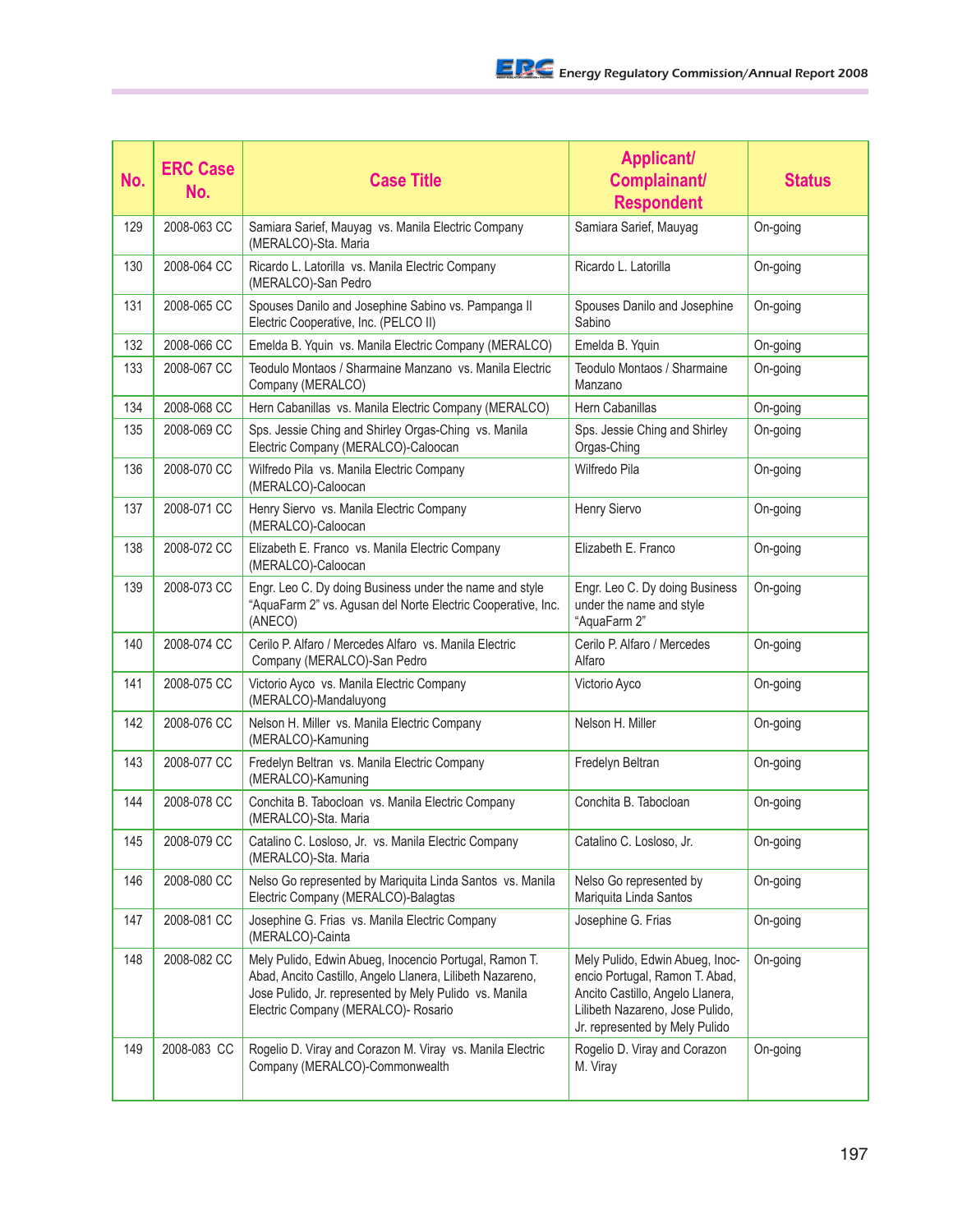| No. | ERC Case No. | Case Title | Applicant/ Complainant/ Respondent | Status |
|---|---|---|---|---|
| 129 | 2008-063 CC | Samiara Sarief, Mauyag vs. Manila Electric Company (MERALCO)-Sta. Maria | Samiara Sarief, Mauyag | On-going |
| 130 | 2008-064 CC | Ricardo L. Latorilla vs. Manila Electric Company (MERALCO)-San Pedro | Ricardo L. Latorilla | On-going |
| 131 | 2008-065 CC | Spouses Danilo and Josephine Sabino vs. Pampanga II Electric Cooperative, Inc. (PELCO II) | Spouses Danilo and Josephine Sabino | On-going |
| 132 | 2008-066 CC | Emelda B. Yquin vs. Manila Electric Company (MERALCO) | Emelda B. Yquin | On-going |
| 133 | 2008-067 CC | Teodulo Montaos / Sharmaine Manzano vs. Manila Electric Company (MERALCO) | Teodulo Montaos / Sharmaine Manzano | On-going |
| 134 | 2008-068 CC | Hern Cabanillas vs. Manila Electric Company (MERALCO) | Hern Cabanillas | On-going |
| 135 | 2008-069 CC | Sps. Jessie Ching and Shirley Orgas-Ching vs. Manila Electric Company (MERALCO)-Caloocan | Sps. Jessie Ching and Shirley Orgas-Ching | On-going |
| 136 | 2008-070 CC | Wilfredo Pila vs. Manila Electric Company (MERALCO)-Caloocan | Wilfredo Pila | On-going |
| 137 | 2008-071 CC | Henry Siervo vs. Manila Electric Company (MERALCO)-Caloocan | Henry Siervo | On-going |
| 138 | 2008-072 CC | Elizabeth E. Franco vs. Manila Electric Company (MERALCO)-Caloocan | Elizabeth E. Franco | On-going |
| 139 | 2008-073 CC | Engr. Leo C. Dy doing Business under the name and style "AquaFarm 2" vs. Agusan del Norte Electric Cooperative, Inc. (ANECO) | Engr. Leo C. Dy doing Business under the name and style "AquaFarm 2" | On-going |
| 140 | 2008-074 CC | Cerilo P. Alfaro / Mercedes Alfaro vs. Manila Electric Company (MERALCO)-San Pedro | Cerilo P. Alfaro / Mercedes Alfaro | On-going |
| 141 | 2008-075 CC | Victorio Ayco vs. Manila Electric Company (MERALCO)-Mandaluyong | Victorio Ayco | On-going |
| 142 | 2008-076 CC | Nelson H. Miller vs. Manila Electric Company (MERALCO)-Kamuning | Nelson H. Miller | On-going |
| 143 | 2008-077 CC | Fredelyn Beltran vs. Manila Electric Company (MERALCO)-Kamuning | Fredelyn Beltran | On-going |
| 144 | 2008-078 CC | Conchita B. Tabocloan vs. Manila Electric Company (MERALCO)-Sta. Maria | Conchita B. Tabocloan | On-going |
| 145 | 2008-079 CC | Catalino C. Losloso, Jr. vs. Manila Electric Company (MERALCO)-Sta. Maria | Catalino C. Losloso, Jr. | On-going |
| 146 | 2008-080 CC | Nelso Go represented by Mariquita Linda Santos vs. Manila Electric Company (MERALCO)-Balagtas | Nelso Go represented by Mariquita Linda Santos | On-going |
| 147 | 2008-081 CC | Josephine G. Frias vs. Manila Electric Company (MERALCO)-Cainta | Josephine G. Frias | On-going |
| 148 | 2008-082 CC | Mely Pulido, Edwin Abueg, Inocencio Portugal, Ramon T. Abad, Ancito Castillo, Angelo Llanera, Lilibeth Nazareno, Jose Pulido, Jr. represented by Mely Pulido vs. Manila Electric Company (MERALCO)- Rosario | Mely Pulido, Edwin Abueg, Inocencio Portugal, Ramon T. Abad, Ancito Castillo, Angelo Llanera, Lilibeth Nazareno, Jose Pulido, Jr. represented by Mely Pulido | On-going |
| 149 | 2008-083 CC | Rogelio D. Viray and Corazon M. Viray vs. Manila Electric Company (MERALCO)-Commonwealth | Rogelio D. Viray and Corazon M. Viray | On-going |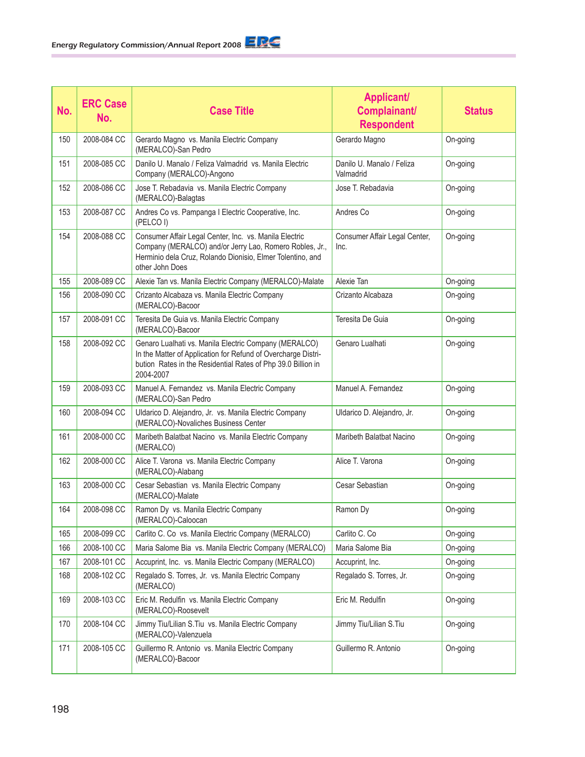| No. | ERC Case No. | Case Title | Applicant/ Complainant/ Respondent | Status |
|---|---|---|---|---|
| 150 | 2008-084 CC | Gerardo Magno vs. Manila Electric Company (MERALCO)-San Pedro | Gerardo Magno | On-going |
| 151 | 2008-085 CC | Danilo U. Manalo / Feliza Valmadrid vs. Manila Electric Company (MERALCO)-Angono | Danilo U. Manalo / Feliza Valmadrid | On-going |
| 152 | 2008-086 CC | Jose T. Rebadavia vs. Manila Electric Company (MERALCO)-Balagtas | Jose T. Rebadavia | On-going |
| 153 | 2008-087 CC | Andres Co vs. Pampanga I Electric Cooperative, Inc. (PELCO I) | Andres Co | On-going |
| 154 | 2008-088 CC | Consumer Affair Legal Center, Inc. vs. Manila Electric Company (MERALCO) and/or Jerry Lao, Romero Robles, Jr., Herminio dela Cruz, Rolando Dionisio, Elmer Tolentino, and other John Does | Consumer Affair Legal Center, Inc. | On-going |
| 155 | 2008-089 CC | Alexie Tan vs. Manila Electric Company (MERALCO)-Malate | Alexie Tan | On-going |
| 156 | 2008-090 CC | Crizanto Alcabaza vs. Manila Electric Company (MERALCO)-Bacoor | Crizanto Alcabaza | On-going |
| 157 | 2008-091 CC | Teresita De Guia vs. Manila Electric Company (MERALCO)-Bacoor | Teresita De Guia | On-going |
| 158 | 2008-092 CC | Genaro Lualhati vs. Manila Electric Company (MERALCO) In the Matter of Application for Refund of Overcharge Distribution Rates in the Residential Rates of Php 39.0 Billion in 2004-2007 | Genaro Lualhati | On-going |
| 159 | 2008-093 CC | Manuel A. Fernandez vs. Manila Electric Company (MERALCO)-San Pedro | Manuel A. Fernandez | On-going |
| 160 | 2008-094 CC | Uldarico D. Alejandro, Jr. vs. Manila Electric Company (MERALCO)-Novaliches Business Center | Uldarico D. Alejandro, Jr. | On-going |
| 161 | 2008-000 CC | Maribeth Balatbat Nacino vs. Manila Electric Company (MERALCO) | Maribeth Balatbat Nacino | On-going |
| 162 | 2008-000 CC | Alice T. Varona vs. Manila Electric Company (MERALCO)-Alabang | Alice T. Varona | On-going |
| 163 | 2008-000 CC | Cesar Sebastian vs. Manila Electric Company (MERALCO)-Malate | Cesar Sebastian | On-going |
| 164 | 2008-098 CC | Ramon Dy vs. Manila Electric Company (MERALCO)-Caloocan | Ramon Dy | On-going |
| 165 | 2008-099 CC | Carlito C. Co vs. Manila Electric Company (MERALCO) | Carlito C. Co | On-going |
| 166 | 2008-100 CC | Maria Salome Bia vs. Manila Electric Company (MERALCO) | Maria Salome Bia | On-going |
| 167 | 2008-101 CC | Accuprint, Inc. vs. Manila Electric Company (MERALCO) | Accuprint, Inc. | On-going |
| 168 | 2008-102 CC | Regalado S. Torres, Jr. vs. Manila Electric Company (MERALCO) | Regalado S. Torres, Jr. | On-going |
| 169 | 2008-103 CC | Eric M. Redulfin vs. Manila Electric Company (MERALCO)-Roosevelt | Eric M. Redulfin | On-going |
| 170 | 2008-104 CC | Jimmy Tiu/Lilian S.Tiu vs. Manila Electric Company (MERALCO)-Valenzuela | Jimmy Tiu/Lilian S.Tiu | On-going |
| 171 | 2008-105 CC | Guillermo R. Antonio vs. Manila Electric Company (MERALCO)-Bacoor | Guillermo R. Antonio | On-going |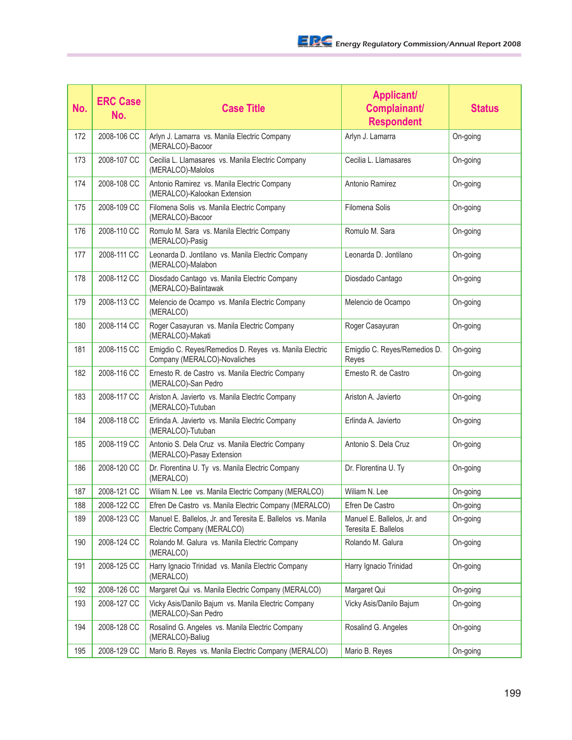| No. | ERC Case No. | Case Title | Applicant/ Complainant/ Respondent | Status |
|---|---|---|---|---|
| 172 | 2008-106 CC | Arlyn J. Lamarra vs. Manila Electric Company (MERALCO)-Bacoor | Arlyn J. Lamarra | On-going |
| 173 | 2008-107 CC | Cecilia L. Llamasares vs. Manila Electric Company (MERALCO)-Malolos | Cecilia L. Llamasares | On-going |
| 174 | 2008-108 CC | Antonio Ramirez vs. Manila Electric Company (MERALCO)-Kalookan Extension | Antonio Ramirez | On-going |
| 175 | 2008-109 CC | Filomena Solis vs. Manila Electric Company (MERALCO)-Bacoor | Filomena Solis | On-going |
| 176 | 2008-110 CC | Romulo M. Sara vs. Manila Electric Company (MERALCO)-Pasig | Romulo M. Sara | On-going |
| 177 | 2008-111 CC | Leonarda D. Jontilano vs. Manila Electric Company (MERALCO)-Malabon | Leonarda D. Jontilano | On-going |
| 178 | 2008-112 CC | Diosdado Cantago vs. Manila Electric Company (MERALCO)-Balintawak | Diosdado Cantago | On-going |
| 179 | 2008-113 CC | Melencio de Ocampo vs. Manila Electric Company (MERALCO) | Melencio de Ocampo | On-going |
| 180 | 2008-114 CC | Roger Casayuran vs. Manila Electric Company (MERALCO)-Makati | Roger Casayuran | On-going |
| 181 | 2008-115 CC | Emigdio C. Reyes/Remedios D. Reyes vs. Manila Electric Company (MERALCO)-Novaliches | Emigdio C. Reyes/Remedios D. Reyes | On-going |
| 182 | 2008-116 CC | Ernesto R. de Castro vs. Manila Electric Company (MERALCO)-San Pedro | Ernesto R. de Castro | On-going |
| 183 | 2008-117 CC | Ariston A. Javierto vs. Manila Electric Company (MERALCO)-Tutuban | Ariston A. Javierto | On-going |
| 184 | 2008-118 CC | Erlinda A. Javierto vs. Manila Electric Company (MERALCO)-Tutuban | Erlinda A. Javierto | On-going |
| 185 | 2008-119 CC | Antonio S. Dela Cruz vs. Manila Electric Company (MERALCO)-Pasay Extension | Antonio S. Dela Cruz | On-going |
| 186 | 2008-120 CC | Dr. Florentina U. Ty vs. Manila Electric Company (MERALCO) | Dr. Florentina U. Ty | On-going |
| 187 | 2008-121 CC | Wiliam N. Lee vs. Manila Electric Company (MERALCO) | Wiliam N. Lee | On-going |
| 188 | 2008-122 CC | Efren De Castro vs. Manila Electric Company (MERALCO) | Efren De Castro | On-going |
| 189 | 2008-123 CC | Manuel E. Ballelos, Jr. and Teresita E. Ballelos vs. Manila Electric Company (MERALCO) | Manuel E. Ballelos, Jr. and Teresita E. Ballelos | On-going |
| 190 | 2008-124 CC | Rolando M. Galura vs. Manila Electric Company (MERALCO) | Rolando M. Galura | On-going |
| 191 | 2008-125 CC | Harry Ignacio Trinidad vs. Manila Electric Company (MERALCO) | Harry Ignacio Trinidad | On-going |
| 192 | 2008-126 CC | Margaret Qui vs. Manila Electric Company (MERALCO) | Margaret Qui | On-going |
| 193 | 2008-127 CC | Vicky Asis/Danilo Bajum vs. Manila Electric Company (MERALCO)-San Pedro | Vicky Asis/Danilo Bajum | On-going |
| 194 | 2008-128 CC | Rosalind G. Angeles vs. Manila Electric Company (MERALCO)-Baliug | Rosalind G. Angeles | On-going |
| 195 | 2008-129 CC | Mario B. Reyes vs. Manila Electric Company (MERALCO) | Mario B. Reyes | On-going |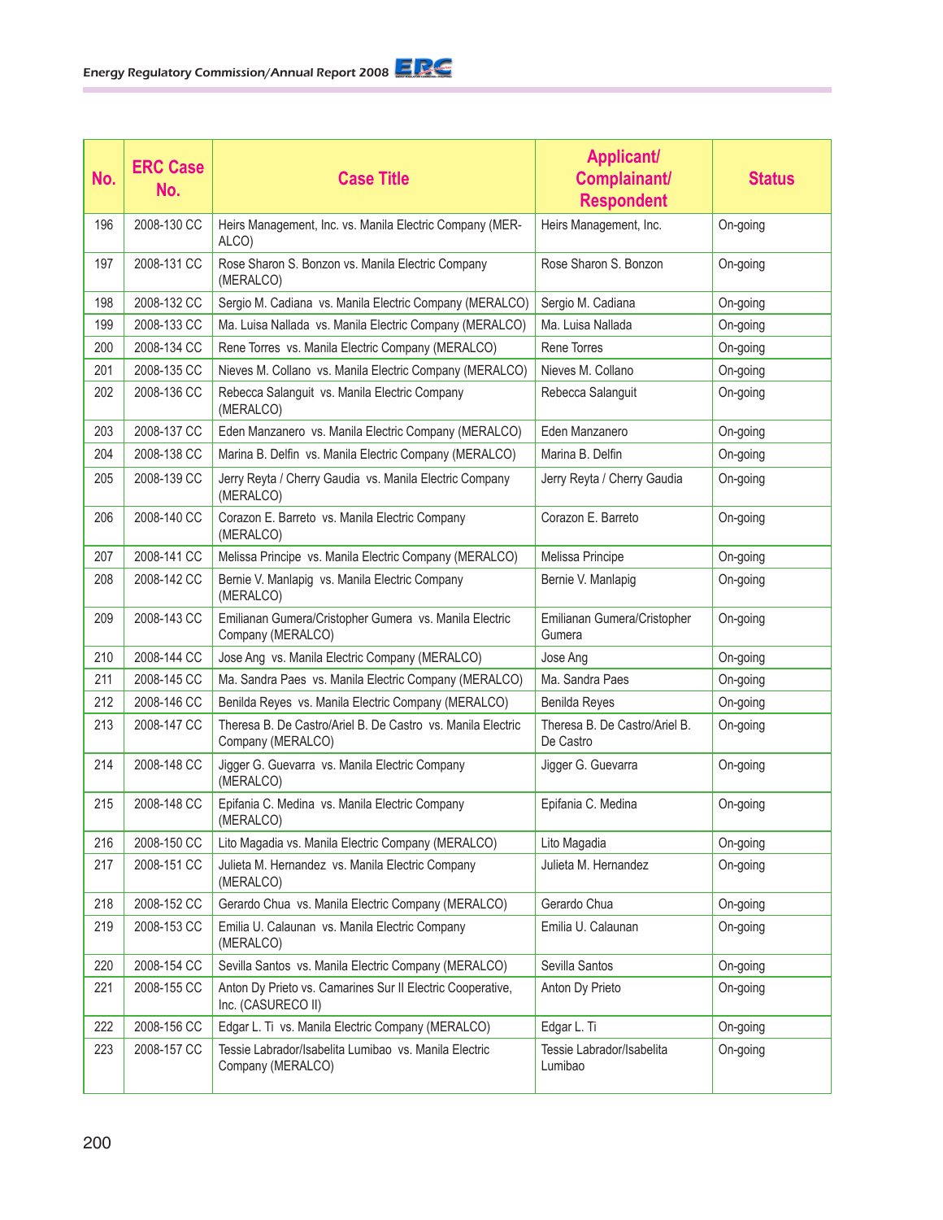| No. | ERC Case No. | Case Title | Applicant/ Complainant/ Respondent | Status |
|---|---|---|---|---|
| 196 | 2008-130 CC | Heirs Management, Inc. vs. Manila Electric Company (MER-ALCO) | Heirs Management, Inc. | On-going |
| 197 | 2008-131 CC | Rose Sharon S. Bonzon vs. Manila Electric Company (MERALCO) | Rose Sharon S. Bonzon | On-going |
| 198 | 2008-132 CC | Sergio M. Cadiana vs. Manila Electric Company (MERALCO) | Sergio M. Cadiana | On-going |
| 199 | 2008-133 CC | Ma. Luisa Nallada vs. Manila Electric Company (MERALCO) | Ma. Luisa Nallada | On-going |
| 200 | 2008-134 CC | Rene Torres vs. Manila Electric Company (MERALCO) | Rene Torres | On-going |
| 201 | 2008-135 CC | Nieves M. Collano vs. Manila Electric Company (MERALCO) | Nieves M. Collano | On-going |
| 202 | 2008-136 CC | Rebecca Salanguit vs. Manila Electric Company (MERALCO) | Rebecca Salanguit | On-going |
| 203 | 2008-137 CC | Eden Manzanero vs. Manila Electric Company (MERALCO) | Eden Manzanero | On-going |
| 204 | 2008-138 CC | Marina B. Delfin vs. Manila Electric Company (MERALCO) | Marina B. Delfin | On-going |
| 205 | 2008-139 CC | Jerry Reyta / Cherry Gaudia vs. Manila Electric Company (MERALCO) | Jerry Reyta / Cherry Gaudia | On-going |
| 206 | 2008-140 CC | Corazon E. Barreto vs. Manila Electric Company (MERALCO) | Corazon E. Barreto | On-going |
| 207 | 2008-141 CC | Melissa Principe vs. Manila Electric Company (MERALCO) | Melissa Principe | On-going |
| 208 | 2008-142 CC | Bernie V. Manlapig vs. Manila Electric Company (MERALCO) | Bernie V. Manlapig | On-going |
| 209 | 2008-143 CC | Emilianan Gumera/Cristopher Gumera vs. Manila Electric Company (MERALCO) | Emilianan Gumera/Cristopher Gumera | On-going |
| 210 | 2008-144 CC | Jose Ang vs. Manila Electric Company (MERALCO) | Jose Ang | On-going |
| 211 | 2008-145 CC | Ma. Sandra Paes vs. Manila Electric Company (MERALCO) | Ma. Sandra Paes | On-going |
| 212 | 2008-146 CC | Benilda Reyes vs. Manila Electric Company (MERALCO) | Benilda Reyes | On-going |
| 213 | 2008-147 CC | Theresa B. De Castro/Ariel B. De Castro vs. Manila Electric Company (MERALCO) | Theresa B. De Castro/Ariel B. De Castro | On-going |
| 214 | 2008-148 CC | Jigger G. Guevarra vs. Manila Electric Company (MERALCO) | Jigger G. Guevarra | On-going |
| 215 | 2008-148 CC | Epifania C. Medina vs. Manila Electric Company (MERALCO) | Epifania C. Medina | On-going |
| 216 | 2008-150 CC | Lito Magadia vs. Manila Electric Company (MERALCO) | Lito Magadia | On-going |
| 217 | 2008-151 CC | Julieta M. Hernandez vs. Manila Electric Company (MERALCO) | Julieta M. Hernandez | On-going |
| 218 | 2008-152 CC | Gerardo Chua vs. Manila Electric Company (MERALCO) | Gerardo Chua | On-going |
| 219 | 2008-153 CC | Emilia U. Calaunan vs. Manila Electric Company (MERALCO) | Emilia U. Calaunan | On-going |
| 220 | 2008-154 CC | Sevilla Santos vs. Manila Electric Company (MERALCO) | Sevilla Santos | On-going |
| 221 | 2008-155 CC | Anton Dy Prieto vs. Camarines Sur II Electric Cooperative, Inc. (CASURECO II) | Anton Dy Prieto | On-going |
| 222 | 2008-156 CC | Edgar L. Ti vs. Manila Electric Company (MERALCO) | Edgar L. Ti | On-going |
| 223 | 2008-157 CC | Tessie Labrador/Isabelita Lumibao vs. Manila Electric Company (MERALCO) | Tessie Labrador/Isabelita Lumibao | On-going |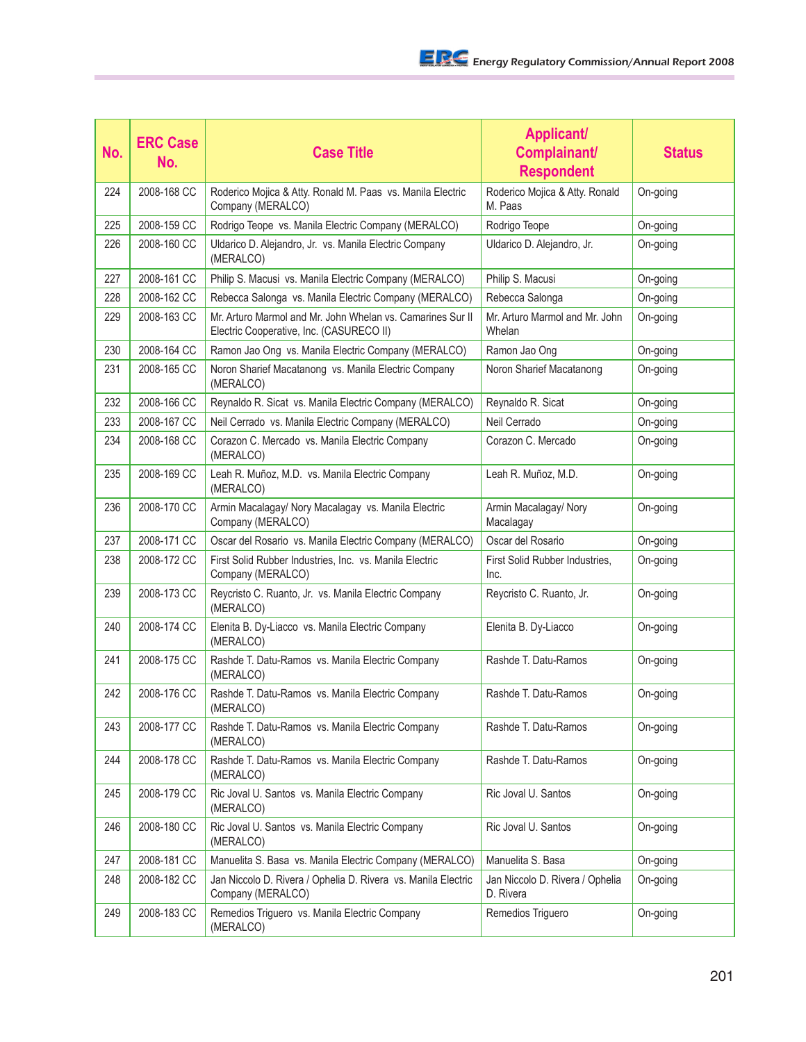| No. | ERC Case No. | Case Title | Applicant/ Complainant/ Respondent | Status |
|---|---|---|---|---|
| 224 | 2008-168 CC | Roderico Mojica & Atty. Ronald M. Paas vs. Manila Electric Company (MERALCO) | Roderico Mojica & Atty. Ronald M. Paas | On-going |
| 225 | 2008-159 CC | Rodrigo Teope vs. Manila Electric Company (MERALCO) | Rodrigo Teope | On-going |
| 226 | 2008-160 CC | Uldarico D. Alejandro, Jr. vs. Manila Electric Company (MERALCO) | Uldarico D. Alejandro, Jr. | On-going |
| 227 | 2008-161 CC | Philip S. Macusi vs. Manila Electric Company (MERALCO) | Philip S. Macusi | On-going |
| 228 | 2008-162 CC | Rebecca Salonga vs. Manila Electric Company (MERALCO) | Rebecca Salonga | On-going |
| 229 | 2008-163 CC | Mr. Arturo Marmol and Mr. John Whelan vs. Camarines Sur II Electric Cooperative, Inc. (CASURECO II) | Mr. Arturo Marmol and Mr. John Whelan | On-going |
| 230 | 2008-164 CC | Ramon Jao Ong vs. Manila Electric Company (MERALCO) | Ramon Jao Ong | On-going |
| 231 | 2008-165 CC | Noron Sharief Macatanong vs. Manila Electric Company (MERALCO) | Noron Sharief Macatanong | On-going |
| 232 | 2008-166 CC | Reynaldo R. Sicat vs. Manila Electric Company (MERALCO) | Reynaldo R. Sicat | On-going |
| 233 | 2008-167 CC | Neil Cerrado vs. Manila Electric Company (MERALCO) | Neil Cerrado | On-going |
| 234 | 2008-168 CC | Corazon C. Mercado vs. Manila Electric Company (MERALCO) | Corazon C. Mercado | On-going |
| 235 | 2008-169 CC | Leah R. Muñoz, M.D. vs. Manila Electric Company (MERALCO) | Leah R. Muñoz, M.D. | On-going |
| 236 | 2008-170 CC | Armin Macalagay/ Nory Macalagay vs. Manila Electric Company (MERALCO) | Armin Macalagay/ Nory Macalagay | On-going |
| 237 | 2008-171 CC | Oscar del Rosario vs. Manila Electric Company (MERALCO) | Oscar del Rosario | On-going |
| 238 | 2008-172 CC | First Solid Rubber Industries, Inc. vs. Manila Electric Company (MERALCO) | First Solid Rubber Industries, Inc. | On-going |
| 239 | 2008-173 CC | Reycristo C. Ruanto, Jr. vs. Manila Electric Company (MERALCO) | Reycristo C. Ruanto, Jr. | On-going |
| 240 | 2008-174 CC | Elenita B. Dy-Liacco vs. Manila Electric Company (MERALCO) | Elenita B. Dy-Liacco | On-going |
| 241 | 2008-175 CC | Rashde T. Datu-Ramos vs. Manila Electric Company (MERALCO) | Rashde T. Datu-Ramos | On-going |
| 242 | 2008-176 CC | Rashde T. Datu-Ramos vs. Manila Electric Company (MERALCO) | Rashde T. Datu-Ramos | On-going |
| 243 | 2008-177 CC | Rashde T. Datu-Ramos vs. Manila Electric Company (MERALCO) | Rashde T. Datu-Ramos | On-going |
| 244 | 2008-178 CC | Rashde T. Datu-Ramos vs. Manila Electric Company (MERALCO) | Rashde T. Datu-Ramos | On-going |
| 245 | 2008-179 CC | Ric Joval U. Santos vs. Manila Electric Company (MERALCO) | Ric Joval U. Santos | On-going |
| 246 | 2008-180 CC | Ric Joval U. Santos vs. Manila Electric Company (MERALCO) | Ric Joval U. Santos | On-going |
| 247 | 2008-181 CC | Manuelita S. Basa vs. Manila Electric Company (MERALCO) | Manuelita S. Basa | On-going |
| 248 | 2008-182 CC | Jan Niccolo D. Rivera / Ophelia D. Rivera vs. Manila Electric Company (MERALCO) | Jan Niccolo D. Rivera / Ophelia D. Rivera | On-going |
| 249 | 2008-183 CC | Remedios Triguero vs. Manila Electric Company (MERALCO) | Remedios Triguero | On-going |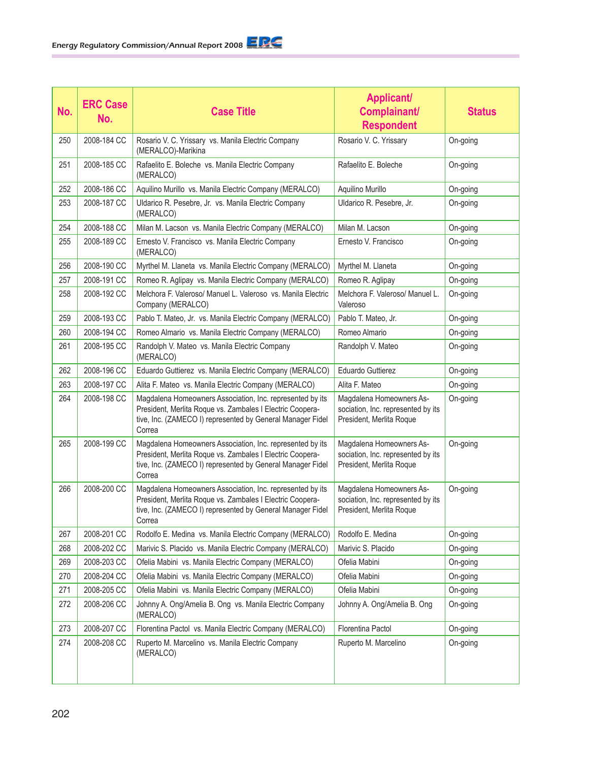| No. | ERC Case No. | Case Title | Applicant/ Complainant/ Respondent | Status |
|---|---|---|---|---|
| 250 | 2008-184 CC | Rosario V. C. Yrissary vs. Manila Electric Company (MERALCO)-Marikina | Rosario V. C. Yrissary | On-going |
| 251 | 2008-185 CC | Rafaelito E. Boleche vs. Manila Electric Company (MERALCO) | Rafaelito E. Boleche | On-going |
| 252 | 2008-186 CC | Aquilino Murillo vs. Manila Electric Company (MERALCO) | Aquilino Murillo | On-going |
| 253 | 2008-187 CC | Uldarico R. Pesebre, Jr. vs. Manila Electric Company (MERALCO) | Uldarico R. Pesebre, Jr. | On-going |
| 254 | 2008-188 CC | Milan M. Lacson vs. Manila Electric Company (MERALCO) | Milan M. Lacson | On-going |
| 255 | 2008-189 CC | Ernesto V. Francisco vs. Manila Electric Company (MERALCO) | Ernesto V. Francisco | On-going |
| 256 | 2008-190 CC | Myrthel M. Llaneta vs. Manila Electric Company (MERALCO) | Myrthel M. Llaneta | On-going |
| 257 | 2008-191 CC | Romeo R. Aglipay vs. Manila Electric Company (MERALCO) | Romeo R. Aglipay | On-going |
| 258 | 2008-192 CC | Melchora F. Valeroso/ Manuel L. Valeroso vs. Manila Electric Company (MERALCO) | Melchora F. Valeroso/ Manuel L. Valeroso | On-going |
| 259 | 2008-193 CC | Pablo T. Mateo, Jr. vs. Manila Electric Company (MERALCO) | Pablo T. Mateo, Jr. | On-going |
| 260 | 2008-194 CC | Romeo Almario vs. Manila Electric Company (MERALCO) | Romeo Almario | On-going |
| 261 | 2008-195 CC | Randolph V. Mateo vs. Manila Electric Company (MERALCO) | Randolph V. Mateo | On-going |
| 262 | 2008-196 CC | Eduardo Guttierez vs. Manila Electric Company (MERALCO) | Eduardo Guttierez | On-going |
| 263 | 2008-197 CC | Alita F. Mateo vs. Manila Electric Company (MERALCO) | Alita F. Mateo | On-going |
| 264 | 2008-198 CC | Magdalena Homeowners Association, Inc. represented by its President, Merlita Roque vs. Zambales I Electric Cooperative, Inc. (ZAMECO I) represented by General Manager Fidel Correa | Magdalena Homeowners Association, Inc. represented by its President, Merlita Roque | On-going |
| 265 | 2008-199 CC | Magdalena Homeowners Association, Inc. represented by its President, Merlita Roque vs. Zambales I Electric Cooperative, Inc. (ZAMECO I) represented by General Manager Fidel Correa | Magdalena Homeowners Association, Inc. represented by its President, Merlita Roque | On-going |
| 266 | 2008-200 CC | Magdalena Homeowners Association, Inc. represented by its President, Merlita Roque vs. Zambales I Electric Cooperative, Inc. (ZAMECO I) represented by General Manager Fidel Correa | Magdalena Homeowners Association, Inc. represented by its President, Merlita Roque | On-going |
| 267 | 2008-201 CC | Rodolfo E. Medina vs. Manila Electric Company (MERALCO) | Rodolfo E. Medina | On-going |
| 268 | 2008-202 CC | Marivic S. Placido vs. Manila Electric Company (MERALCO) | Marivic S. Placido | On-going |
| 269 | 2008-203 CC | Ofelia Mabini vs. Manila Electric Company (MERALCO) | Ofelia Mabini | On-going |
| 270 | 2008-204 CC | Ofelia Mabini vs. Manila Electric Company (MERALCO) | Ofelia Mabini | On-going |
| 271 | 2008-205 CC | Ofelia Mabini vs. Manila Electric Company (MERALCO) | Ofelia Mabini | On-going |
| 272 | 2008-206 CC | Johnny A. Ong/Amelia B. Ong vs. Manila Electric Company (MERALCO) | Johnny A. Ong/Amelia B. Ong | On-going |
| 273 | 2008-207 CC | Florentina Pactol vs. Manila Electric Company (MERALCO) | Florentina Pactol | On-going |
| 274 | 2008-208 CC | Ruperto M. Marcelino vs. Manila Electric Company (MERALCO) | Ruperto M. Marcelino | On-going |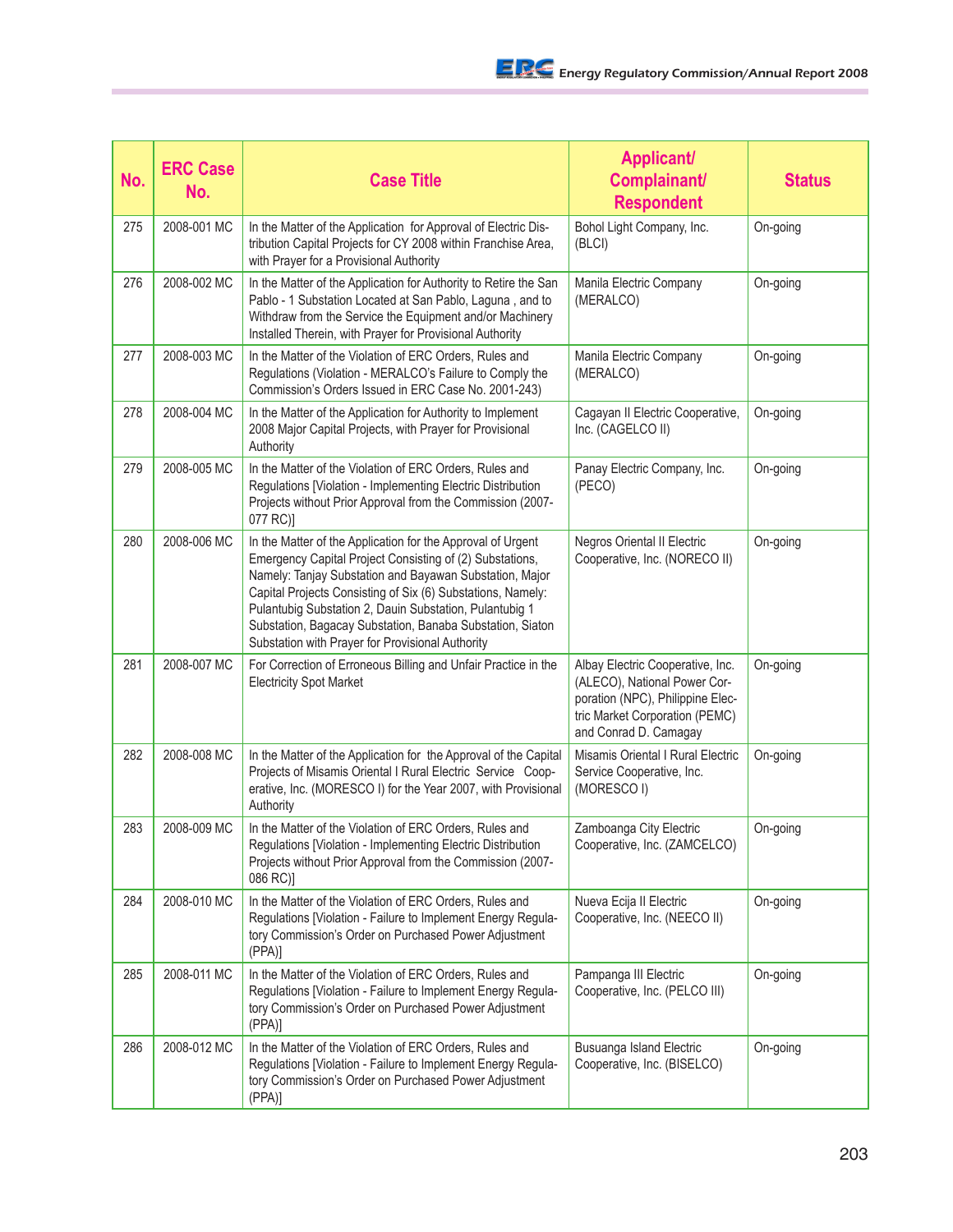| No. | ERC Case No. | Case Title | Applicant/ Complainant/ Respondent | Status |
|---|---|---|---|---|
| 275 | 2008-001 MC | In the Matter of the Application for Approval of Electric Distribution Capital Projects for CY 2008 within Franchise Area, with Prayer for a Provisional Authority | Bohol Light Company, Inc. (BLCI) | On-going |
| 276 | 2008-002 MC | In the Matter of the Application for Authority to Retire the San Pablo - 1 Substation Located at San Pablo, Laguna , and to Withdraw from the Service the Equipment and/or Machinery Installed Therein, with Prayer for Provisional Authority | Manila Electric Company (MERALCO) | On-going |
| 277 | 2008-003 MC | In the Matter of the Violation of ERC Orders, Rules and Regulations (Violation - MERALCO's Failure to Comply the Commission's Orders Issued in ERC Case No. 2001-243) | Manila Electric Company (MERALCO) | On-going |
| 278 | 2008-004 MC | In the Matter of the Application for Authority to Implement 2008 Major Capital Projects, with Prayer for Provisional Authority | Cagayan II Electric Cooperative, Inc. (CAGELCO II) | On-going |
| 279 | 2008-005 MC | In the Matter of the Violation of ERC Orders, Rules and Regulations [Violation - Implementing Electric Distribution Projects without Prior Approval from the Commission (2007-077 RC)] | Panay Electric Company, Inc. (PECO) | On-going |
| 280 | 2008-006 MC | In the Matter of the Application for the Approval of Urgent Emergency Capital Project Consisting of (2) Substations, Namely: Tanjay Substation and Bayawan Substation, Major Capital Projects Consisting of Six (6) Substations, Namely: Pulantubig Substation 2, Dauin Substation, Pulantubig 1 Substation, Bagacay Substation, Banaba Substation, Siaton Substation with Prayer for Provisional Authority | Negros Oriental II Electric Cooperative, Inc. (NORECO II) | On-going |
| 281 | 2008-007 MC | For Correction of Erroneous Billing and Unfair Practice in the Electricity Spot Market | Albay Electric Cooperative, Inc. (ALECO), National Power Corporation (NPC), Philippine Electric Market Corporation (PEMC) and Conrad D. Camagay | On-going |
| 282 | 2008-008 MC | In the Matter of the Application for the Approval of the Capital Projects of Misamis Oriental I Rural Electric Service Cooperative, Inc. (MORESCO I) for the Year 2007, with Provisional Authority | Misamis Oriental I Rural Electric Service Cooperative, Inc. (MORESCO I) | On-going |
| 283 | 2008-009 MC | In the Matter of the Violation of ERC Orders, Rules and Regulations [Violation - Implementing Electric Distribution Projects without Prior Approval from the Commission (2007-086 RC)] | Zamboanga City Electric Cooperative, Inc. (ZAMCELCO) | On-going |
| 284 | 2008-010 MC | In the Matter of the Violation of ERC Orders, Rules and Regulations [Violation - Failure to Implement Energy Regulatory Commission's Order on Purchased Power Adjustment (PPA)] | Nueva Ecija II Electric Cooperative, Inc. (NEECO II) | On-going |
| 285 | 2008-011 MC | In the Matter of the Violation of ERC Orders, Rules and Regulations [Violation - Failure to Implement Energy Regulatory Commission's Order on Purchased Power Adjustment (PPA)] | Pampanga III Electric Cooperative, Inc. (PELCO III) | On-going |
| 286 | 2008-012 MC | In the Matter of the Violation of ERC Orders, Rules and Regulations [Violation - Failure to Implement Energy Regulatory Commission's Order on Purchased Power Adjustment (PPA)] | Busuanga Island Electric Cooperative, Inc. (BISELCO) | On-going |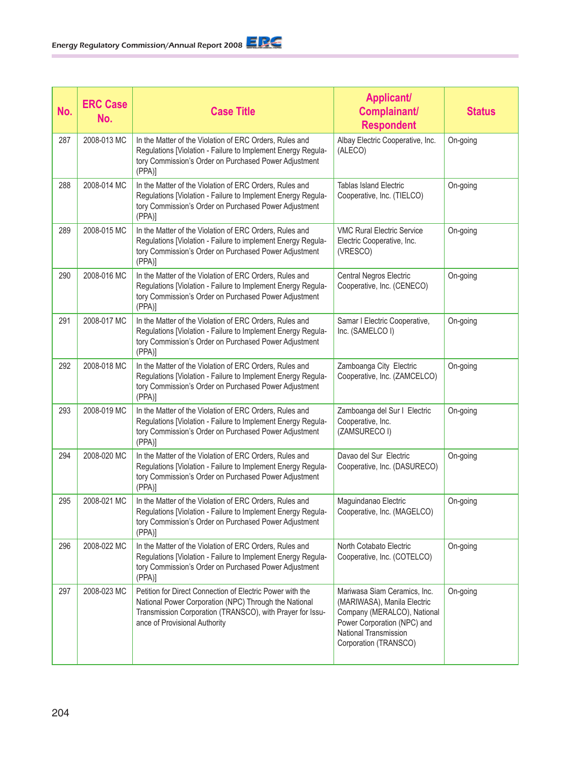| No. | ERC Case No. | Case Title | Applicant/ Complainant/ Respondent | Status |
|---|---|---|---|---|
| 287 | 2008-013 MC | In the Matter of the Violation of ERC Orders, Rules and Regulations [Violation - Failure to Implement Energy Regulatory Commission's Order on Purchased Power Adjustment (PPA)] | Albay Electric Cooperative, Inc. (ALECO) | On-going |
| 288 | 2008-014 MC | In the Matter of the Violation of ERC Orders, Rules and Regulations [Violation - Failure to Implement Energy Regulatory Commission's Order on Purchased Power Adjustment (PPA)] | Tablas Island Electric Cooperative, Inc. (TIELCO) | On-going |
| 289 | 2008-015 MC | In the Matter of the Violation of ERC Orders, Rules and Regulations [Violation - Failure to implement Energy Regulatory Commission's Order on Purchased Power Adjustment (PPA)] | VMC Rural Electric Service Electric Cooperative, Inc. (VRESCO) | On-going |
| 290 | 2008-016 MC | In the Matter of the Violation of ERC Orders, Rules and Regulations [Violation - Failure to Implement Energy Regulatory Commission's Order on Purchased Power Adjustment (PPA)] | Central Negros Electric Cooperative, Inc. (CENECO) | On-going |
| 291 | 2008-017 MC | In the Matter of the Violation of ERC Orders, Rules and Regulations [Violation - Failure to Implement Energy Regulatory Commission's Order on Purchased Power Adjustment (PPA)] | Samar I Electric Cooperative, Inc. (SAMELCO I) | On-going |
| 292 | 2008-018 MC | In the Matter of the Violation of ERC Orders, Rules and Regulations [Violation - Failure to Implement Energy Regulatory Commission's Order on Purchased Power Adjustment (PPA)] | Zamboanga City Electric Cooperative, Inc. (ZAMCELCO) | On-going |
| 293 | 2008-019 MC | In the Matter of the Violation of ERC Orders, Rules and Regulations [Violation - Failure to Implement Energy Regulatory Commission's Order on Purchased Power Adjustment (PPA)] | Zamboanga del Sur I Electric Cooperative, Inc. (ZAMSURECO I) | On-going |
| 294 | 2008-020 MC | In the Matter of the Violation of ERC Orders, Rules and Regulations [Violation - Failure to Implement Energy Regulatory Commission's Order on Purchased Power Adjustment (PPA)] | Davao del Sur Electric Cooperative, Inc. (DASURECO) | On-going |
| 295 | 2008-021 MC | In the Matter of the Violation of ERC Orders, Rules and Regulations [Violation - Failure to Implement Energy Regulatory Commission's Order on Purchased Power Adjustment (PPA)] | Maguindanao Electric Cooperative, Inc. (MAGELCO) | On-going |
| 296 | 2008-022 MC | In the Matter of the Violation of ERC Orders, Rules and Regulations [Violation - Failure to Implement Energy Regulatory Commission's Order on Purchased Power Adjustment (PPA)] | North Cotabato Electric Cooperative, Inc. (COTELCO) | On-going |
| 297 | 2008-023 MC | Petition for Direct Connection of Electric Power with the National Power Corporation (NPC) Through the National Transmission Corporation (TRANSCO), with Prayer for Issuance of Provisional Authority | Mariwasa Siam Ceramics, Inc. (MARIWASA), Manila Electric Company (MERALCO), National Power Corporation (NPC) and National Transmission Corporation (TRANSCO) | On-going |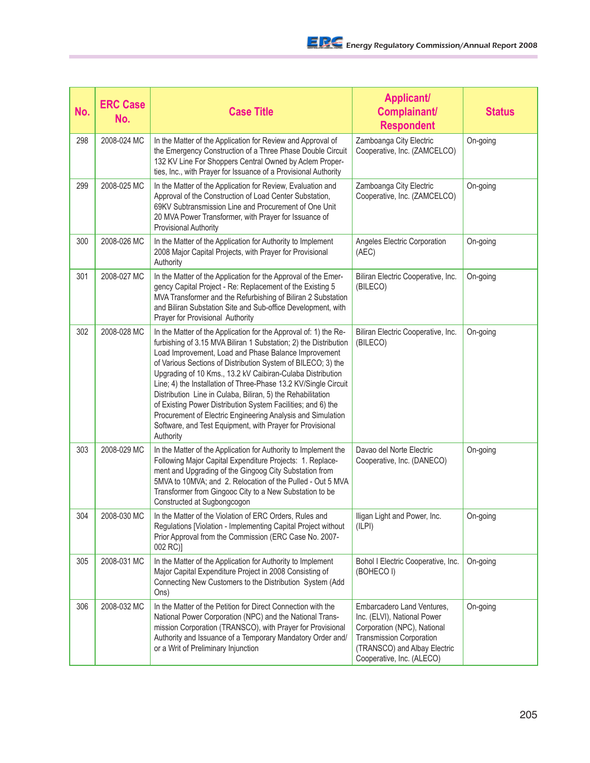| No. | ERC Case No. | Case Title | Applicant/ Complainant/ Respondent | Status |
|---|---|---|---|---|
| 298 | 2008-024 MC | In the Matter of the Application for Review and Approval of the Emergency Construction of a Three Phase Double Circuit 132 KV Line For Shoppers Central Owned by Aclem Properties, Inc., with Prayer for Issuance of a Provisional Authority | Zamboanga City Electric Cooperative, Inc. (ZAMCELCO) | On-going |
| 299 | 2008-025 MC | In the Matter of the Application for Review, Evaluation and Approval of the Construction of Load Center Substation, 69KV Subtransmission Line and Procurement of One Unit 20 MVA Power Transformer, with Prayer for Issuance of Provisional Authority | Zamboanga City Electric Cooperative, Inc. (ZAMCELCO) | On-going |
| 300 | 2008-026 MC | In the Matter of the Application for Authority to Implement 2008 Major Capital Projects, with Prayer for Provisional Authority | Angeles Electric Corporation (AEC) | On-going |
| 301 | 2008-027 MC | In the Matter of the Application for the Approval of the Emergency Capital Project - Re: Replacement of the Existing 5 MVA Transformer and the Refurbishing of Biliran 2 Substation and Biliran Substation Site and Sub-office Development, with Prayer for Provisional Authority | Biliran Electric Cooperative, Inc. (BILECO) | On-going |
| 302 | 2008-028 MC | In the Matter of the Application for the Approval of: 1) the Refurbishing of 3.15 MVA Biliran 1 Substation; 2) the Distribution Load Improvement, Load and Phase Balance Improvement of Various Sections of Distribution System of BILECO; 3) the Upgrading of 10 Kms., 13.2 kV Caibiran-Culaba Distribution Line; 4) the Installation of Three-Phase 13.2 KV/Single Circuit Distribution Line in Culaba, Biliran, 5) the Rehabilitation of Existing Power Distribution System Facilities; and 6) the Procurement of Electric Engineering Analysis and Simulation Software, and Test Equipment, with Prayer for Provisional Authority | Biliran Electric Cooperative, Inc. (BILECO) | On-going |
| 303 | 2008-029 MC | In the Matter of the Application for Authority to Implement the Following Major Capital Expenditure Projects: 1. Replacement and Upgrading of the Gingoog City Substation from 5MVA to 10MVA; and 2. Relocation of the Pulled - Out 5 MVA Transformer from Gingooc City to a New Substation to be Constructed at Sugbongcogon | Davao del Norte Electric Cooperative, Inc. (DANECO) | On-going |
| 304 | 2008-030 MC | In the Matter of the Violation of ERC Orders, Rules and Regulations [Violation - Implementing Capital Project without Prior Approval from the Commission (ERC Case No. 2007-002 RC)] | Iligan Light and Power, Inc. (ILPI) | On-going |
| 305 | 2008-031 MC | In the Matter of the Application for Authority to Implement Major Capital Expenditure Project in 2008 Consisting of Connecting New Customers to the Distribution System (Add Ons) | Bohol I Electric Cooperative, Inc. (BOHECO I) | On-going |
| 306 | 2008-032 MC | In the Matter of the Petition for Direct Connection with the National Power Corporation (NPC) and the National Transmission Corporation (TRANSCO), with Prayer for Provisional Authority and Issuance of a Temporary Mandatory Order and/ or a Writ of Preliminary Injunction | Embarcadero Land Ventures, Inc. (ELVI), National Power Corporation (NPC), National Transmission Corporation (TRANSCO) and Albay Electric Cooperative, Inc. (ALECO) | On-going |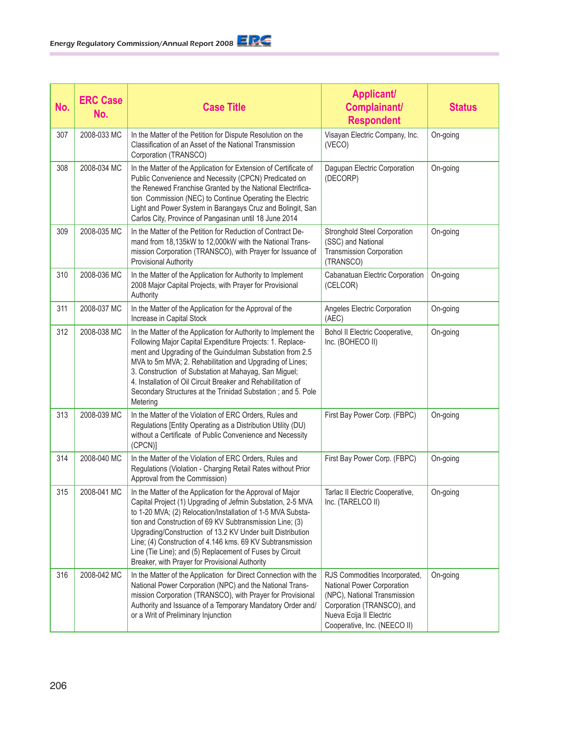| No. | ERC Case No. | Case Title | Applicant/ Complainant/ Respondent | Status |
|---|---|---|---|---|
| 307 | 2008-033 MC | In the Matter of the Petition for Dispute Resolution on the Classification of an Asset of the National Transmission Corporation (TRANSCO) | Visayan Electric Company, Inc. (VECO) | On-going |
| 308 | 2008-034 MC | In the Matter of the Application for Extension of Certificate of Public Convenience and Necessity (CPCN) Predicated on the Renewed Franchise Granted by the National Electrification Commission (NEC) to Continue Operating the Electric Light and Power System in Barangays Cruz and Bolingit, San Carlos City, Province of Pangasinan until 18 June 2014 | Dagupan Electric Corporation (DECORP) | On-going |
| 309 | 2008-035 MC | In the Matter of the Petition for Reduction of Contract Demand from 18,135kW to 12,000kW with the National Transmission Corporation (TRANSCO), with Prayer for Issuance of Provisional Authority | Stronghold Steel Corporation (SSC) and National Transmission Corporation (TRANSCO) | On-going |
| 310 | 2008-036 MC | In the Matter of the Application for Authority to Implement 2008 Major Capital Projects, with Prayer for Provisional Authority | Cabanatuan Electric Corporation (CELCOR) | On-going |
| 311 | 2008-037 MC | In the Matter of the Application for the Approval of the Increase in Capital Stock | Angeles Electric Corporation (AEC) | On-going |
| 312 | 2008-038 MC | In the Matter of the Application for Authority to Implement the Following Major Capital Expenditure Projects: 1. Replacement and Upgrading of the Guindulman Substation from 2.5 MVA to 5m MVA; 2. Rehabilitation and Upgrading of Lines; 3. Construction of Substation at Mahayag, San Miguel; 4. Installation of Oil Circuit Breaker and Rehabilitation of Secondary Structures at the Trinidad Substation ; and 5. Pole Metering | Bohol II Electric Cooperative, Inc. (BOHECO II) | On-going |
| 313 | 2008-039 MC | In the Matter of the Violation of ERC Orders, Rules and Regulations [Entity Operating as a Distribution Utility (DU) without a Certificate of Public Convenience and Necessity (CPCN)] | First Bay Power Corp. (FBPC) | On-going |
| 314 | 2008-040 MC | In the Matter of the Violation of ERC Orders, Rules and Regulations (Violation - Charging Retail Rates without Prior Approval from the Commission) | First Bay Power Corp. (FBPC) | On-going |
| 315 | 2008-041 MC | In the Matter of the Application for the Approval of Major Capital Project (1) Upgrading of Jefmin Substation, 2-5 MVA to 1-20 MVA; (2) Relocation/Installation of 1-5 MVA Substation and Construction of 69 KV Subtransmission Line; (3) Upgrading/Construction of 13.2 KV Under built Distribution Line; (4) Construction of 4.146 kms. 69 KV Subtransmission Line (Tie Line); and (5) Replacement of Fuses by Circuit Breaker, with Prayer for Provisional Authority | Tarlac II Electric Cooperative, Inc. (TARELCO II) | On-going |
| 316 | 2008-042 MC | In the Matter of the Application for Direct Connection with the National Power Corporation (NPC) and the National Transmission Corporation (TRANSCO), with Prayer for Provisional Authority and Issuance of a Temporary Mandatory Order and/ or a Writ of Preliminary Injunction | RJS Commodities Incorporated, National Power Corporation (NPC), National Transmission Corporation (TRANSCO), and Nueva Ecija II Electric Cooperative, Inc. (NEECO II) | On-going |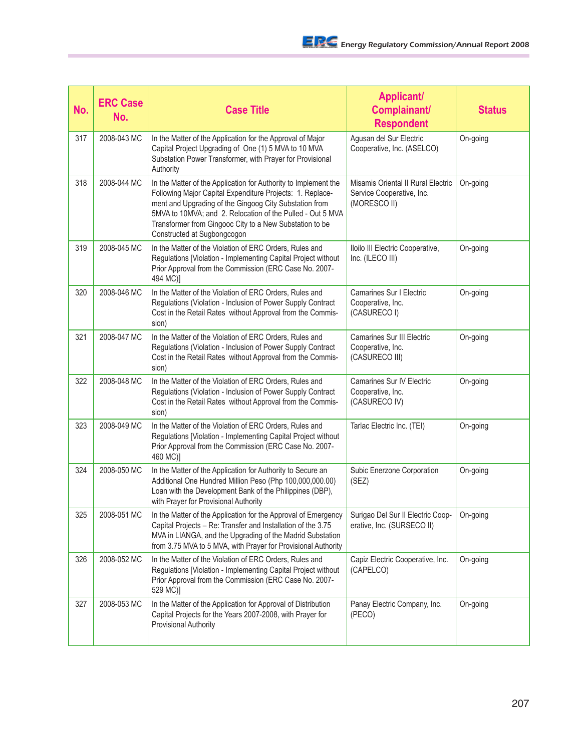| No. | ERC Case No. | Case Title | Applicant/ Complainant/ Respondent | Status |
|---|---|---|---|---|
| 317 | 2008-043 MC | In the Matter of the Application for the Approval of Major Capital Project Upgrading of One (1) 5 MVA to 10 MVA Substation Power Transformer, with Prayer for Provisional Authority | Agusan del Sur Electric Cooperative, Inc. (ASELCO) | On-going |
| 318 | 2008-044 MC | In the Matter of the Application for Authority to Implement the Following Major Capital Expenditure Projects: 1. Replacement and Upgrading of the Gingoog City Substation from 5MVA to 10MVA; and 2. Relocation of the Pulled - Out 5 MVA Transformer from Gingooc City to a New Substation to be Constructed at Sugbongcogon | Misamis Oriental II Rural Electric Service Cooperative, Inc. (MORESCO II) | On-going |
| 319 | 2008-045 MC | In the Matter of the Violation of ERC Orders, Rules and Regulations [Violation - Implementing Capital Project without Prior Approval from the Commission (ERC Case No. 2007-494 MC)] | Iloilo III Electric Cooperative, Inc. (ILECO III) | On-going |
| 320 | 2008-046 MC | In the Matter of the Violation of ERC Orders, Rules and Regulations (Violation - Inclusion of Power Supply Contract Cost in the Retail Rates without Approval from the Commission) | Camarines Sur I Electric Cooperative, Inc. (CASURECO I) | On-going |
| 321 | 2008-047 MC | In the Matter of the Violation of ERC Orders, Rules and Regulations (Violation - Inclusion of Power Supply Contract Cost in the Retail Rates without Approval from the Commission) | Camarines Sur III Electric Cooperative, Inc. (CASURECO III) | On-going |
| 322 | 2008-048 MC | In the Matter of the Violation of ERC Orders, Rules and Regulations (Violation - Inclusion of Power Supply Contract Cost in the Retail Rates without Approval from the Commission) | Camarines Sur IV Electric Cooperative, Inc. (CASURECO IV) | On-going |
| 323 | 2008-049 MC | In the Matter of the Violation of ERC Orders, Rules and Regulations [Violation - Implementing Capital Project without Prior Approval from the Commission (ERC Case No. 2007-460 MC)] | Tarlac Electric Inc. (TEI) | On-going |
| 324 | 2008-050 MC | In the Matter of the Application for Authority to Secure an Additional One Hundred Million Peso (Php 100,000,000.00) Loan with the Development Bank of the Philippines (DBP), with Prayer for Provisional Authority | Subic Enerzone Corporation (SEZ) | On-going |
| 325 | 2008-051 MC | In the Matter of the Application for the Approval of Emergency Capital Projects – Re: Transfer and Installation of the 3.75 MVA in LIANGA, and the Upgrading of the Madrid Substation from 3.75 MVA to 5 MVA, with Prayer for Provisional Authority | Surigao Del Sur II Electric Cooperative, Inc. (SURSECO II) | On-going |
| 326 | 2008-052 MC | In the Matter of the Violation of ERC Orders, Rules and Regulations [Violation - Implementing Capital Project without Prior Approval from the Commission (ERC Case No. 2007-529 MC)] | Capiz Electric Cooperative, Inc. (CAPELCO) | On-going |
| 327 | 2008-053 MC | In the Matter of the Application for Approval of Distribution Capital Projects for the Years 2007-2008, with Prayer for Provisional Authority | Panay Electric Company, Inc. (PECO) | On-going |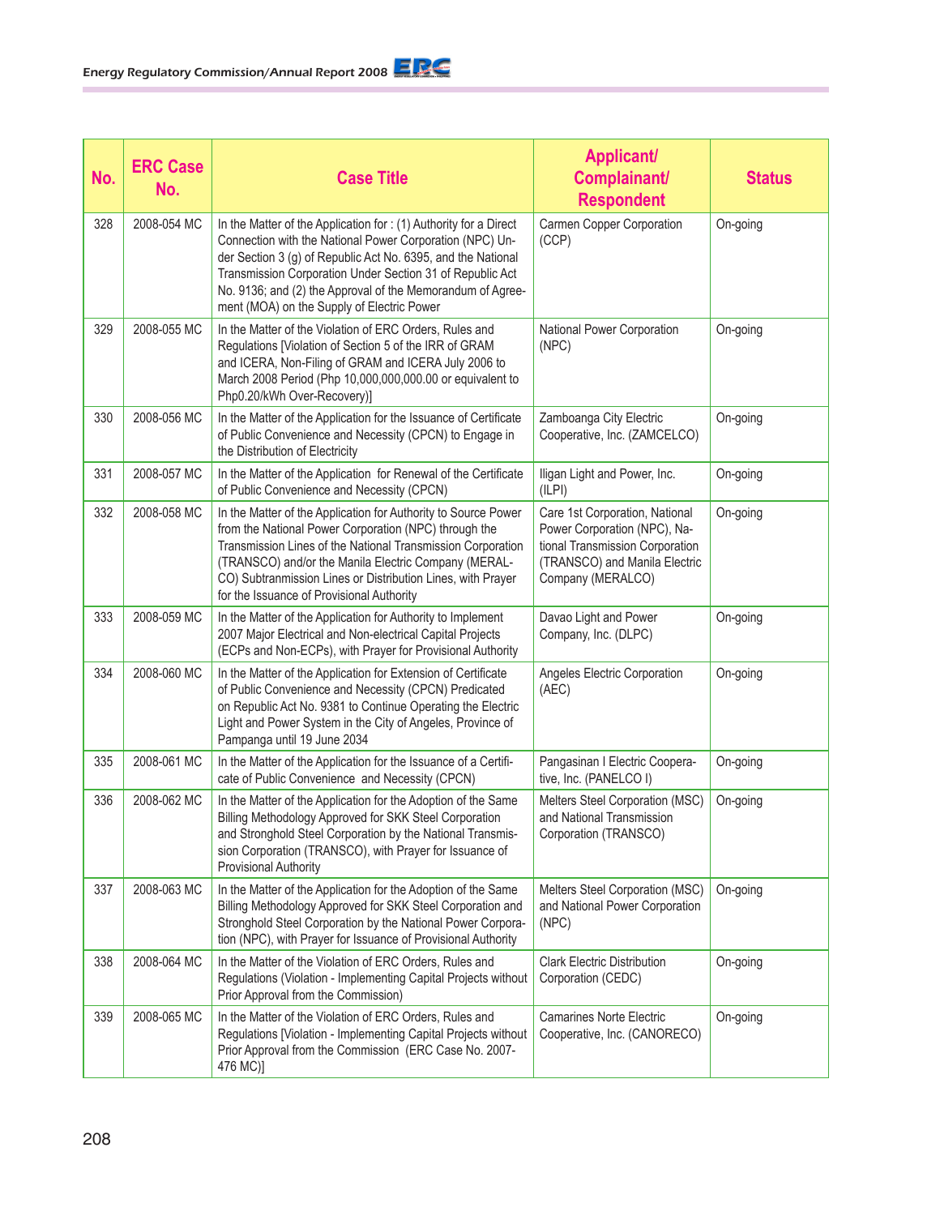| No. | ERC Case No. | Case Title | Applicant/ Complainant/ Respondent | Status |
|---|---|---|---|---|
| 328 | 2008-054 MC | In the Matter of the Application for : (1) Authority for a Direct Connection with the National Power Corporation (NPC) Under Section 3 (g) of Republic Act No. 6395, and the National Transmission Corporation Under Section 31 of Republic Act No. 9136; and (2) the Approval of the Memorandum of Agreement (MOA) on the Supply of Electric Power | Carmen Copper Corporation (CCP) | On-going |
| 329 | 2008-055 MC | In the Matter of the Violation of ERC Orders, Rules and Regulations [Violation of Section 5 of the IRR of GRAM and ICERA, Non-Filing of GRAM and ICERA July 2006 to March 2008 Period (Php 10,000,000,000.00 or equivalent to Php0.20/kWh Over-Recovery)] | National Power Corporation (NPC) | On-going |
| 330 | 2008-056 MC | In the Matter of the Application for the Issuance of Certificate of Public Convenience and Necessity (CPCN) to Engage in the Distribution of Electricity | Zamboanga City Electric Cooperative, Inc. (ZAMCELCO) | On-going |
| 331 | 2008-057 MC | In the Matter of the Application for Renewal of the Certificate of Public Convenience and Necessity (CPCN) | Iligan Light and Power, Inc. (ILPI) | On-going |
| 332 | 2008-058 MC | In the Matter of the Application for Authority to Source Power from the National Power Corporation (NPC) through the Transmission Lines of the National Transmission Corporation (TRANSCO) and/or the Manila Electric Company (MERALCO) Subtranmission Lines or Distribution Lines, with Prayer for the Issuance of Provisional Authority | Care 1st Corporation, National Power Corporation (NPC), National Transmission Corporation (TRANSCO) and Manila Electric Company (MERALCO) | On-going |
| 333 | 2008-059 MC | In the Matter of the Application for Authority to Implement 2007 Major Electrical and Non-electrical Capital Projects (ECPs and Non-ECPs), with Prayer for Provisional Authority | Davao Light and Power Company, Inc. (DLPC) | On-going |
| 334 | 2008-060 MC | In the Matter of the Application for Extension of Certificate of Public Convenience and Necessity (CPCN) Predicated on Republic Act No. 9381 to Continue Operating the Electric Light and Power System in the City of Angeles, Province of Pampanga until 19 June 2034 | Angeles Electric Corporation (AEC) | On-going |
| 335 | 2008-061 MC | In the Matter of the Application for the Issuance of a Certificate of Public Convenience and Necessity (CPCN) | Pangasinan I Electric Cooperative, Inc. (PANELCO I) | On-going |
| 336 | 2008-062 MC | In the Matter of the Application for the Adoption of the Same Billing Methodology Approved for SKK Steel Corporation and Stronghold Steel Corporation by the National Transmission Corporation (TRANSCO), with Prayer for Issuance of Provisional Authority | Melters Steel Corporation (MSC) and National Transmission Corporation (TRANSCO) | On-going |
| 337 | 2008-063 MC | In the Matter of the Application for the Adoption of the Same Billing Methodology Approved for SKK Steel Corporation and Stronghold Steel Corporation by the National Power Corporation (NPC), with Prayer for Issuance of Provisional Authority | Melters Steel Corporation (MSC) and National Power Corporation (NPC) | On-going |
| 338 | 2008-064 MC | In the Matter of the Violation of ERC Orders, Rules and Regulations (Violation - Implementing Capital Projects without Prior Approval from the Commission) | Clark Electric Distribution Corporation (CEDC) | On-going |
| 339 | 2008-065 MC | In the Matter of the Violation of ERC Orders, Rules and Regulations [Violation - Implementing Capital Projects without Prior Approval from the Commission (ERC Case No. 2007-476 MC)] | Camarines Norte Electric Cooperative, Inc. (CANORECO) | On-going |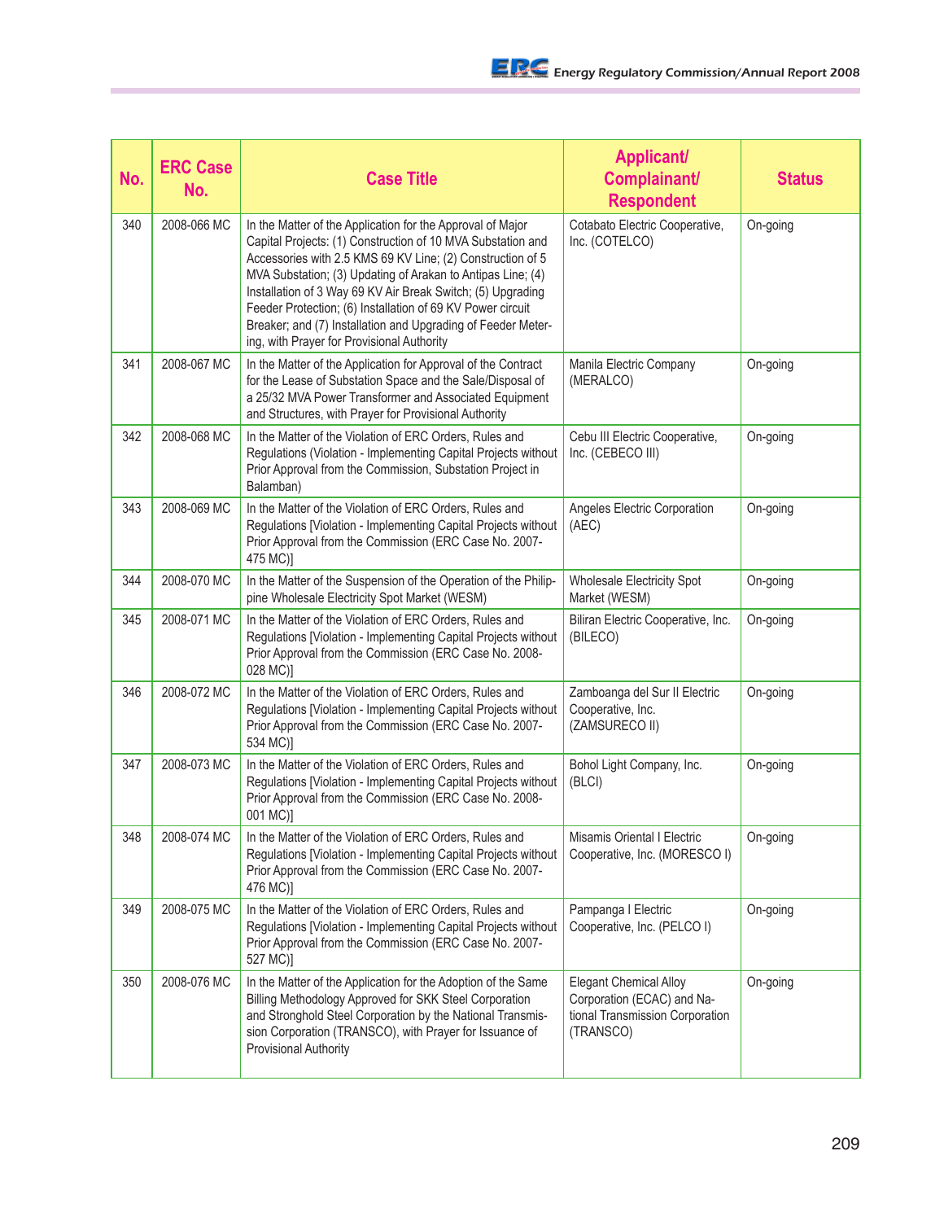| No. | ERC Case No. | Case Title | Applicant/ Complainant/ Respondent | Status |
|---|---|---|---|---|
| 340 | 2008-066 MC | In the Matter of the Application for the Approval of Major Capital Projects: (1) Construction of 10 MVA Substation and Accessories with 2.5 KMS 69 KV Line; (2) Construction of 5 MVA Substation; (3) Updating of Arakan to Antipas Line; (4) Installation of 3 Way 69 KV Air Break Switch; (5) Upgrading Feeder Protection; (6) Installation of 69 KV Power circuit Breaker; and (7) Installation and Upgrading of Feeder Metering, with Prayer for Provisional Authority | Cotabato Electric Cooperative, Inc. (COTELCO) | On-going |
| 341 | 2008-067 MC | In the Matter of the Application for Approval of the Contract for the Lease of Substation Space and the Sale/Disposal of a 25/32 MVA Power Transformer and Associated Equipment and Structures, with Prayer for Provisional Authority | Manila Electric Company (MERALCO) | On-going |
| 342 | 2008-068 MC | In the Matter of the Violation of ERC Orders, Rules and Regulations (Violation - Implementing Capital Projects without Prior Approval from the Commission, Substation Project in Balamban) | Cebu III Electric Cooperative, Inc. (CEBECO III) | On-going |
| 343 | 2008-069 MC | In the Matter of the Violation of ERC Orders, Rules and Regulations [Violation - Implementing Capital Projects without Prior Approval from the Commission (ERC Case No. 2007-475 MC)] | Angeles Electric Corporation (AEC) | On-going |
| 344 | 2008-070 MC | In the Matter of the Suspension of the Operation of the Philippine Wholesale Electricity Spot Market (WESM) | Wholesale Electricity Spot Market (WESM) | On-going |
| 345 | 2008-071 MC | In the Matter of the Violation of ERC Orders, Rules and Regulations [Violation - Implementing Capital Projects without Prior Approval from the Commission (ERC Case No. 2008-028 MC)] | Biliran Electric Cooperative, Inc. (BILECO) | On-going |
| 346 | 2008-072 MC | In the Matter of the Violation of ERC Orders, Rules and Regulations [Violation - Implementing Capital Projects without Prior Approval from the Commission (ERC Case No. 2007-534 MC)] | Zamboanga del Sur II Electric Cooperative, Inc. (ZAMSURECO II) | On-going |
| 347 | 2008-073 MC | In the Matter of the Violation of ERC Orders, Rules and Regulations [Violation - Implementing Capital Projects without Prior Approval from the Commission (ERC Case No. 2008-001 MC)] | Bohol Light Company, Inc. (BLCI) | On-going |
| 348 | 2008-074 MC | In the Matter of the Violation of ERC Orders, Rules and Regulations [Violation - Implementing Capital Projects without Prior Approval from the Commission (ERC Case No. 2007-476 MC)] | Misamis Oriental I Electric Cooperative, Inc. (MORESCO I) | On-going |
| 349 | 2008-075 MC | In the Matter of the Violation of ERC Orders, Rules and Regulations [Violation - Implementing Capital Projects without Prior Approval from the Commission (ERC Case No. 2007-527 MC)] | Pampanga I Electric Cooperative, Inc. (PELCO I) | On-going |
| 350 | 2008-076 MC | In the Matter of the Application for the Adoption of the Same Billing Methodology Approved for SKK Steel Corporation and Stronghold Steel Corporation by the National Transmission Corporation (TRANSCO), with Prayer for Issuance of Provisional Authority | Elegant Chemical Alloy Corporation (ECAC) and National Transmission Corporation (TRANSCO) | On-going |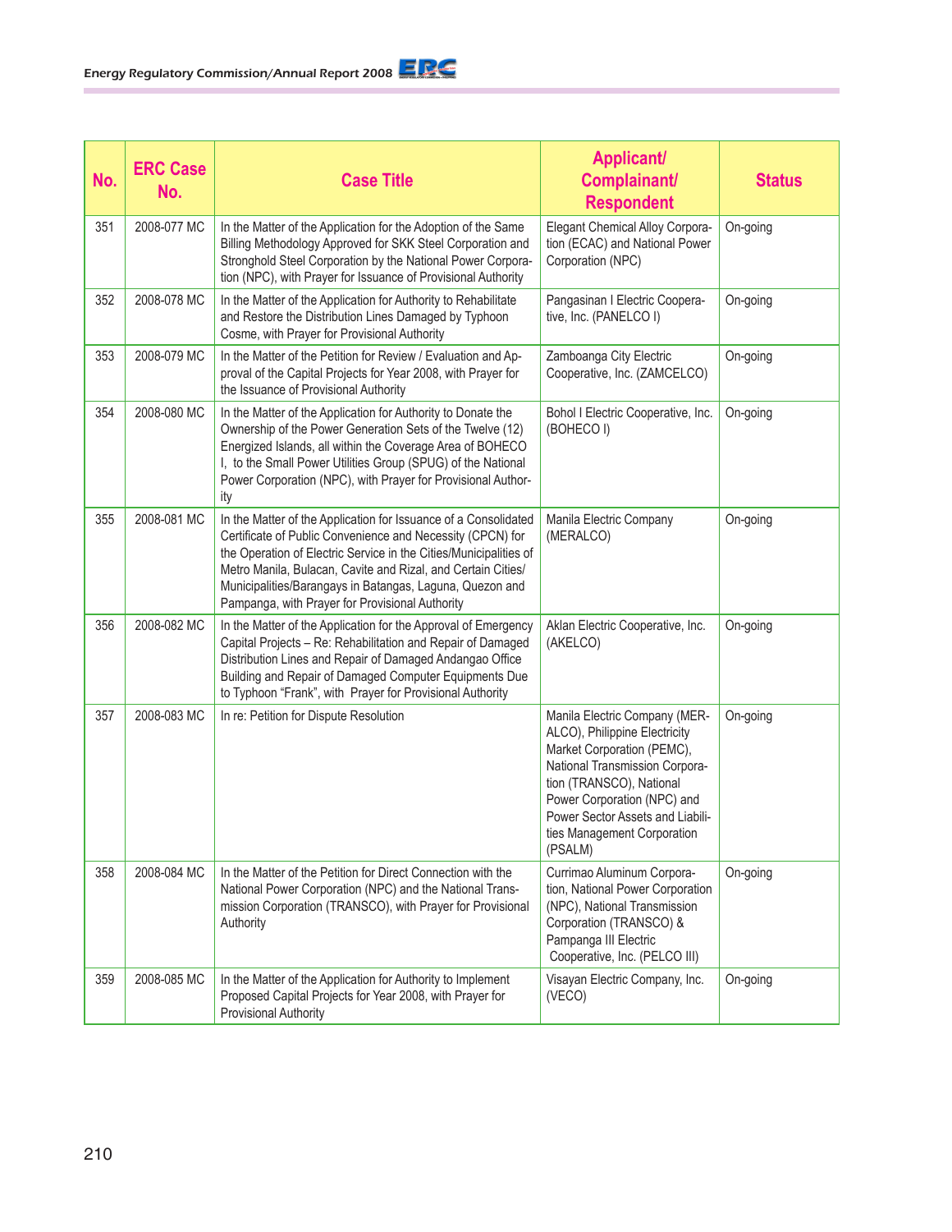| No. | ERC Case No. | Case Title | Applicant/ Complainant/ Respondent | Status |
|---|---|---|---|---|
| 351 | 2008-077 MC | In the Matter of the Application for the Adoption of the Same Billing Methodology Approved for SKK Steel Corporation and Stronghold Steel Corporation by the National Power Corporation (NPC), with Prayer for Issuance of Provisional Authority | Elegant Chemical Alloy Corporation (ECAC) and National Power Corporation (NPC) | On-going |
| 352 | 2008-078 MC | In the Matter of the Application for Authority to Rehabilitate and Restore the Distribution Lines Damaged by Typhoon Cosme, with Prayer for Provisional Authority | Pangasinan I Electric Cooperative, Inc. (PANELCO I) | On-going |
| 353 | 2008-079 MC | In the Matter of the Petition for Review / Evaluation and Approval of the Capital Projects for Year 2008, with Prayer for the Issuance of Provisional Authority | Zamboanga City Electric Cooperative, Inc. (ZAMCELCO) | On-going |
| 354 | 2008-080 MC | In the Matter of the Application for Authority to Donate the Ownership of the Power Generation Sets of the Twelve (12) Energized Islands, all within the Coverage Area of BOHECO I, to the Small Power Utilities Group (SPUG) of the National Power Corporation (NPC), with Prayer for Provisional Authority | Bohol I Electric Cooperative, Inc. (BOHECO I) | On-going |
| 355 | 2008-081 MC | In the Matter of the Application for Issuance of a Consolidated Certificate of Public Convenience and Necessity (CPCN) for the Operation of Electric Service in the Cities/Municipalities of Metro Manila, Bulacan, Cavite and Rizal, and Certain Cities/ Municipalities/Barangays in Batangas, Laguna, Quezon and Pampanga, with Prayer for Provisional Authority | Manila Electric Company (MERALCO) | On-going |
| 356 | 2008-082 MC | In the Matter of the Application for the Approval of Emergency Capital Projects – Re: Rehabilitation and Repair of Damaged Distribution Lines and Repair of Damaged Andangao Office Building and Repair of Damaged Computer Equipments Due to Typhoon "Frank", with Prayer for Provisional Authority | Aklan Electric Cooperative, Inc. (AKELCO) | On-going |
| 357 | 2008-083 MC | In re: Petition for Dispute Resolution | Manila Electric Company (MERALCO), Philippine Electricity Market Corporation (PEMC), National Transmission Corporation (TRANSCO), National Power Corporation (NPC) and Power Sector Assets and Liabilities Management Corporation (PSALM) | On-going |
| 358 | 2008-084 MC | In the Matter of the Petition for Direct Connection with the National Power Corporation (NPC) and the National Transmission Corporation (TRANSCO), with Prayer for Provisional Authority | Currimao Aluminum Corporation, National Power Corporation (NPC), National Transmission Corporation (TRANSCO) & Pampanga III Electric Cooperative, Inc. (PELCO III) | On-going |
| 359 | 2008-085 MC | In the Matter of the Application for Authority to Implement Proposed Capital Projects for Year 2008, with Prayer for Provisional Authority | Visayan Electric Company, Inc. (VECO) | On-going |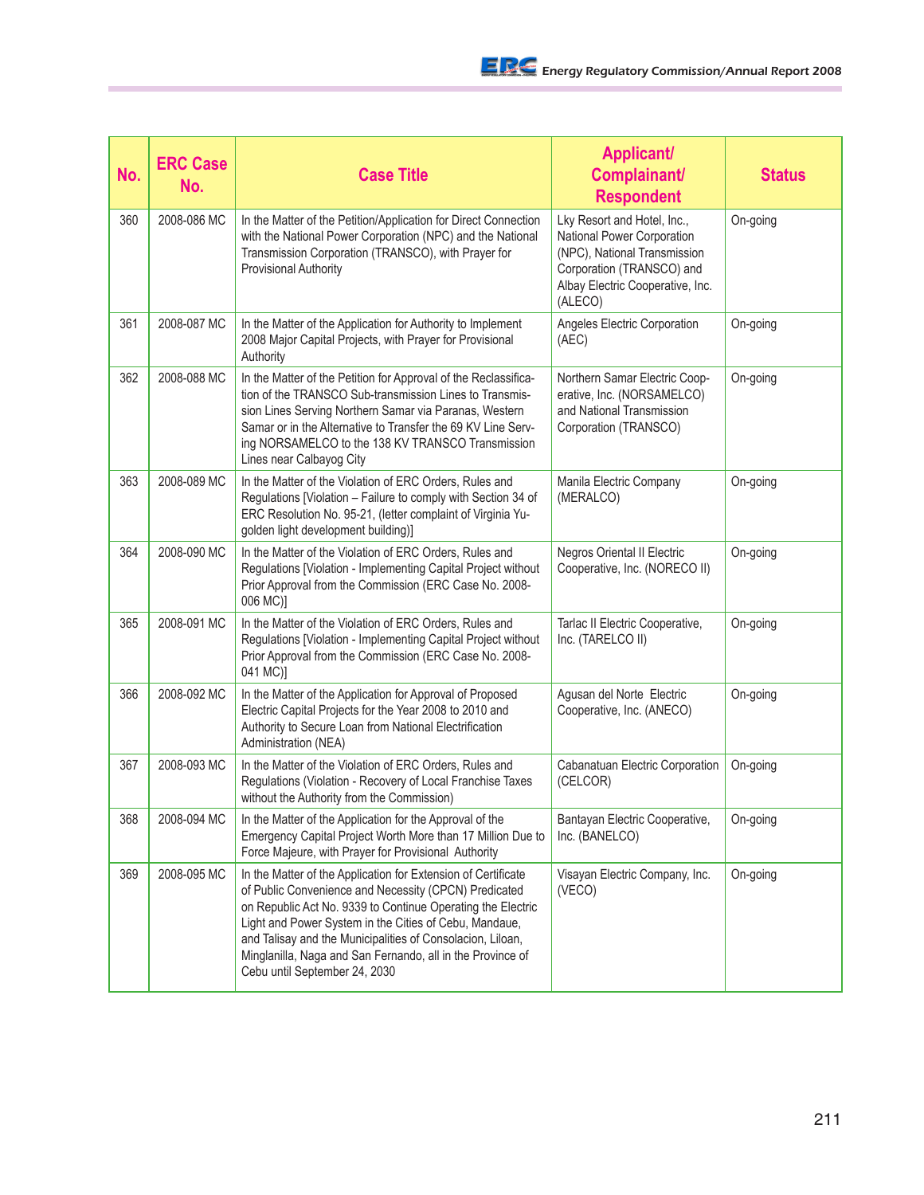| No. | ERC Case No. | Case Title | Applicant/ Complainant/ Respondent | Status |
|---|---|---|---|---|
| 360 | 2008-086 MC | In the Matter of the Petition/Application for Direct Connection with the National Power Corporation (NPC) and the National Transmission Corporation (TRANSCO), with Prayer for Provisional Authority | Lky Resort and Hotel, Inc., National Power Corporation (NPC), National Transmission Corporation (TRANSCO) and Albay Electric Cooperative, Inc. (ALECO) | On-going |
| 361 | 2008-087 MC | In the Matter of the Application for Authority to Implement 2008 Major Capital Projects, with Prayer for Provisional Authority | Angeles Electric Corporation (AEC) | On-going |
| 362 | 2008-088 MC | In the Matter of the Petition for Approval of the Reclassification of the TRANSCO Sub-transmission Lines to Transmission Lines Serving Northern Samar via Paranas, Western Samar or in the Alternative to Transfer the 69 KV Line Serving NORSAMELCO to the 138 KV TRANSCO Transmission Lines near Calbayog City | Northern Samar Electric Cooperative, Inc. (NORSAMELCO) and National Transmission Corporation (TRANSCO) | On-going |
| 363 | 2008-089 MC | In the Matter of the Violation of ERC Orders, Rules and Regulations [Violation – Failure to comply with Section 34 of ERC Resolution No. 95-21, (letter complaint of Virginia Yugolden light development building)] | Manila Electric Company (MERALCO) | On-going |
| 364 | 2008-090 MC | In the Matter of the Violation of ERC Orders, Rules and Regulations [Violation - Implementing Capital Project without Prior Approval from the Commission (ERC Case No. 2008-006 MC)] | Negros Oriental II Electric Cooperative, Inc. (NORECO II) | On-going |
| 365 | 2008-091 MC | In the Matter of the Violation of ERC Orders, Rules and Regulations [Violation - Implementing Capital Project without Prior Approval from the Commission (ERC Case No. 2008-041 MC)] | Tarlac II Electric Cooperative, Inc. (TARELCO II) | On-going |
| 366 | 2008-092 MC | In the Matter of the Application for Approval of Proposed Electric Capital Projects for the Year 2008 to 2010 and Authority to Secure Loan from National Electrification Administration (NEA) | Agusan del Norte Electric Cooperative, Inc. (ANECO) | On-going |
| 367 | 2008-093 MC | In the Matter of the Violation of ERC Orders, Rules and Regulations (Violation - Recovery of Local Franchise Taxes without the Authority from the Commission) | Cabanatuan Electric Corporation (CELCOR) | On-going |
| 368 | 2008-094 MC | In the Matter of the Application for the Approval of the Emergency Capital Project Worth More than 17 Million Due to Force Majeure, with Prayer for Provisional Authority | Bantayan Electric Cooperative, Inc. (BANELCO) | On-going |
| 369 | 2008-095 MC | In the Matter of the Application for Extension of Certificate of Public Convenience and Necessity (CPCN) Predicated on Republic Act No. 9339 to Continue Operating the Electric Light and Power System in the Cities of Cebu, Mandaue, and Talisay and the Municipalities of Consolacion, Liloan, Minglanilla, Naga and San Fernando, all in the Province of Cebu until September 24, 2030 | Visayan Electric Company, Inc. (VECO) | On-going |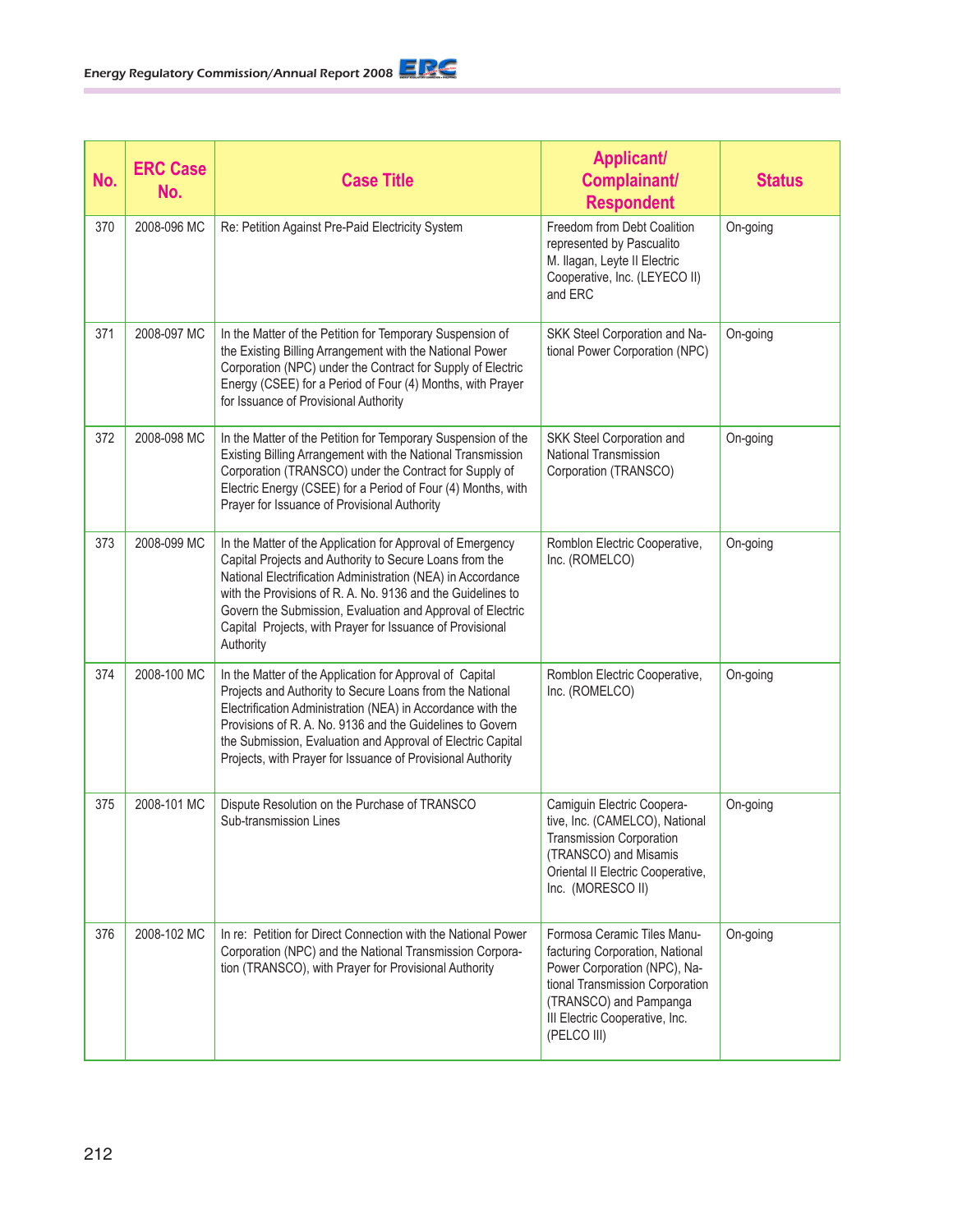| No. | ERC Case No. | Case Title | Applicant/ Complainant/ Respondent | Status |
|---|---|---|---|---|
| 370 | 2008-096 MC | Re: Petition Against Pre-Paid Electricity System | Freedom from Debt Coalition represented by Pascualito M. Ilagan, Leyte II Electric Cooperative, Inc. (LEYECO II) and ERC | On-going |
| 371 | 2008-097 MC | In the Matter of the Petition for Temporary Suspension of the Existing Billing Arrangement with the National Power Corporation (NPC) under the Contract for Supply of Electric Energy (CSEE) for a Period of Four (4) Months, with Prayer for Issuance of Provisional Authority | SKK Steel Corporation and National Power Corporation (NPC) | On-going |
| 372 | 2008-098 MC | In the Matter of the Petition for Temporary Suspension of the Existing Billing Arrangement with the National Transmission Corporation (TRANSCO) under the Contract for Supply of Electric Energy (CSEE) for a Period of Four (4) Months, with Prayer for Issuance of Provisional Authority | SKK Steel Corporation and National Transmission Corporation (TRANSCO) | On-going |
| 373 | 2008-099 MC | In the Matter of the Application for Approval of Emergency Capital Projects and Authority to Secure Loans from the National Electrification Administration (NEA) in Accordance with the Provisions of R. A. No. 9136 and the Guidelines to Govern the Submission, Evaluation and Approval of Electric Capital Projects, with Prayer for Issuance of Provisional Authority | Romblon Electric Cooperative, Inc. (ROMELCO) | On-going |
| 374 | 2008-100 MC | In the Matter of the Application for Approval of Capital Projects and Authority to Secure Loans from the National Electrification Administration (NEA) in Accordance with the Provisions of R. A. No. 9136 and the Guidelines to Govern the Submission, Evaluation and Approval of Electric Capital Projects, with Prayer for Issuance of Provisional Authority | Romblon Electric Cooperative, Inc. (ROMELCO) | On-going |
| 375 | 2008-101 MC | Dispute Resolution on the Purchase of TRANSCO Sub-transmission Lines | Camiguin Electric Cooperative, Inc. (CAMELCO), National Transmission Corporation (TRANSCO) and Misamis Oriental II Electric Cooperative, Inc. (MORESCO II) | On-going |
| 376 | 2008-102 MC | In re: Petition for Direct Connection with the National Power Corporation (NPC) and the National Transmission Corporation (TRANSCO), with Prayer for Provisional Authority | Formosa Ceramic Tiles Manufacturing Corporation, National Power Corporation (NPC), National Transmission Corporation (TRANSCO) and Pampanga III Electric Cooperative, Inc. (PELCO III) | On-going |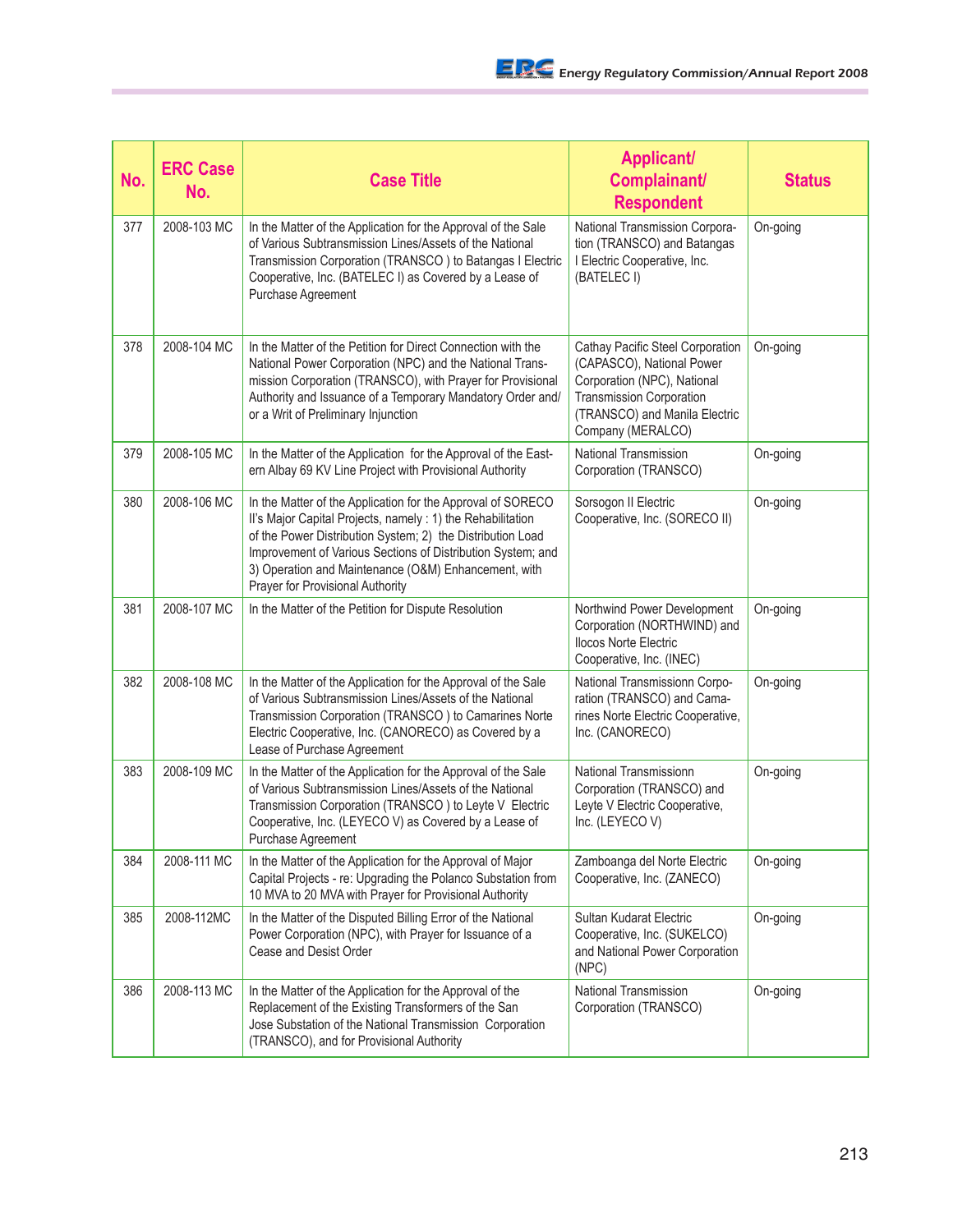| No. | ERC Case No. | Case Title | Applicant/ Complainant/ Respondent | Status |
|---|---|---|---|---|
| 377 | 2008-103 MC | In the Matter of the Application for the Approval of the Sale of Various Subtransmission Lines/Assets of the National Transmission Corporation (TRANSCO ) to Batangas I Electric Cooperative, Inc. (BATELEC I) as Covered by a Lease of Purchase Agreement | National Transmission Corporation (TRANSCO) and Batangas I Electric Cooperative, Inc. (BATELEC I) | On-going |
| 378 | 2008-104 MC | In the Matter of the Petition for Direct Connection with the National Power Corporation (NPC) and the National Transmission Corporation (TRANSCO), with Prayer for Provisional Authority and Issuance of a Temporary Mandatory Order and/ or a Writ of Preliminary Injunction | Cathay Pacific Steel Corporation (CAPASCO), National Power Corporation (NPC), National Transmission Corporation (TRANSCO) and Manila Electric Company (MERALCO) | On-going |
| 379 | 2008-105 MC | In the Matter of the Application for the Approval of the Eastern Albay 69 KV Line Project with Provisional Authority | National Transmission Corporation (TRANSCO) | On-going |
| 380 | 2008-106 MC | In the Matter of the Application for the Approval of SORECO II's Major Capital Projects, namely : 1) the Rehabilitation of the Power Distribution System; 2) the Distribution Load Improvement of Various Sections of Distribution System; and 3) Operation and Maintenance (O&M) Enhancement, with Prayer for Provisional Authority | Sorsogon II Electric Cooperative, Inc. (SORECO II) | On-going |
| 381 | 2008-107 MC | In the Matter of the Petition for Dispute Resolution | Northwind Power Development Corporation (NORTHWIND) and Ilocos Norte Electric Cooperative, Inc. (INEC) | On-going |
| 382 | 2008-108 MC | In the Matter of the Application for the Approval of the Sale of Various Subtransmission Lines/Assets of the National Transmission Corporation (TRANSCO ) to Camarines Norte Electric Cooperative, Inc. (CANORECO) as Covered by a Lease of Purchase Agreement | National Transmissionn Corporation (TRANSCO) and Camarines Norte Electric Cooperative, Inc. (CANORECO) | On-going |
| 383 | 2008-109 MC | In the Matter of the Application for the Approval of the Sale of Various Subtransmission Lines/Assets of the National Transmission Corporation (TRANSCO ) to Leyte V Electric Cooperative, Inc. (LEYECO V) as Covered by a Lease of Purchase Agreement | National Transmissionn Corporation (TRANSCO) and Leyte V Electric Cooperative, Inc. (LEYECO V) | On-going |
| 384 | 2008-111 MC | In the Matter of the Application for the Approval of Major Capital Projects - re: Upgrading the Polanco Substation from 10 MVA to 20 MVA with Prayer for Provisional Authority | Zamboanga del Norte Electric Cooperative, Inc. (ZANECO) | On-going |
| 385 | 2008-112MC | In the Matter of the Disputed Billing Error of the National Power Corporation (NPC), with Prayer for Issuance of a Cease and Desist Order | Sultan Kudarat Electric Cooperative, Inc. (SUKELCO) and National Power Corporation (NPC) | On-going |
| 386 | 2008-113 MC | In the Matter of the Application for the Approval of the Replacement of the Existing Transformers of the San Jose Substation of the National Transmission Corporation (TRANSCO), and for Provisional Authority | National Transmission Corporation (TRANSCO) | On-going |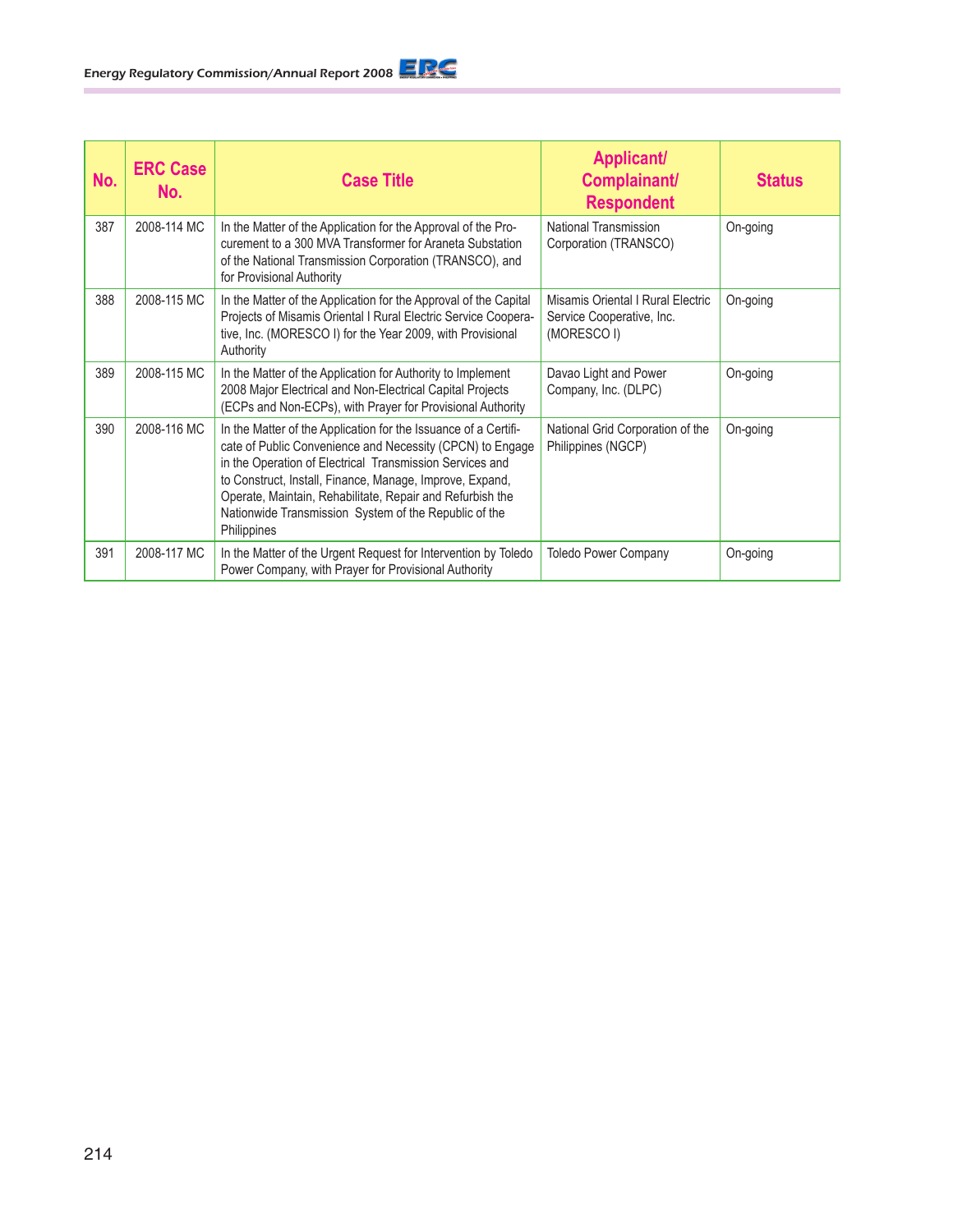| No. | ERC Case No. | Case Title | Applicant/ Complainant/ Respondent | Status |
|---|---|---|---|---|
| 387 | 2008-114 MC | In the Matter of the Application for the Approval of the Procurement to a 300 MVA Transformer for Araneta Substation of the National Transmission Corporation (TRANSCO), and for Provisional Authority | National Transmission Corporation (TRANSCO) | On-going |
| 388 | 2008-115 MC | In the Matter of the Application for the Approval of the Capital Projects of Misamis Oriental I Rural Electric Service Cooperative, Inc. (MORESCO I) for the Year 2009, with Provisional Authority | Misamis Oriental I Rural Electric Service Cooperative, Inc. (MORESCO I) | On-going |
| 389 | 2008-115 MC | In the Matter of the Application for Authority to Implement 2008 Major Electrical and Non-Electrical Capital Projects (ECPs and Non-ECPs), with Prayer for Provisional Authority | Davao Light and Power Company, Inc. (DLPC) | On-going |
| 390 | 2008-116 MC | In the Matter of the Application for the Issuance of a Certificate of Public Convenience and Necessity (CPCN) to Engage in the Operation of Electrical Transmission Services and to Construct, Install, Finance, Manage, Improve, Expand, Operate, Maintain, Rehabilitate, Repair and Refurbish the Nationwide Transmission System of the Republic of the Philippines | National Grid Corporation of the Philippines (NGCP) | On-going |
| 391 | 2008-117 MC | In the Matter of the Urgent Request for Intervention by Toledo Power Company, with Prayer for Provisional Authority | Toledo Power Company | On-going |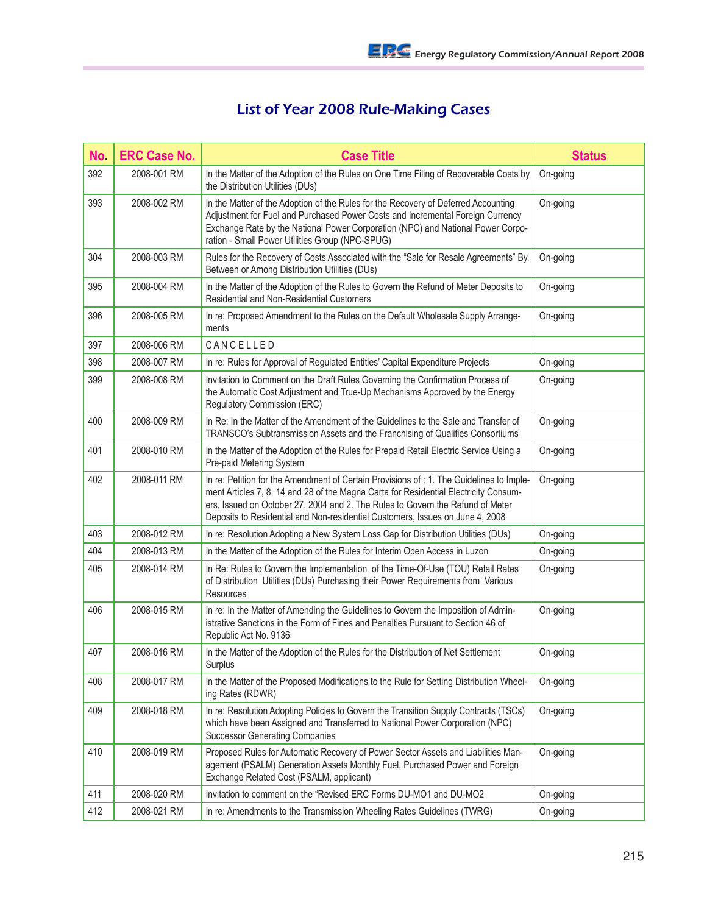## List of Year 2008 Rule-Making Cases

| No. | ERC Case No. | Case Title | Status |
|---|---|---|---|
| 392 | 2008-001 RM | In the Matter of the Adoption of the Rules on One Time Filing of Recoverable Costs by the Distribution Utilities (DUs) | On-going |
| 393 | 2008-002 RM | In the Matter of the Adoption of the Rules for the Recovery of Deferred Accounting Adjustment for Fuel and Purchased Power Costs and Incremental Foreign Currency Exchange Rate by the National Power Corporation (NPC) and National Power Corporation - Small Power Utilities Group (NPC-SPUG) | On-going |
| 304 | 2008-003 RM | Rules for the Recovery of Costs Associated with the "Sale for Resale Agreements" By, Between or Among Distribution Utilities (DUs) | On-going |
| 395 | 2008-004 RM | In the Matter of the Adoption of the Rules to Govern the Refund of Meter Deposits to Residential and Non-Residential Customers | On-going |
| 396 | 2008-005 RM | In re: Proposed Amendment to the Rules on the Default Wholesale Supply Arrangements | On-going |
| 397 | 2008-006 RM | CANCELLED | |
| 398 | 2008-007 RM | In re: Rules for Approval of Regulated Entities' Capital Expenditure Projects | On-going |
| 399 | 2008-008 RM | Invitation to Comment on the Draft Rules Governing the Confirmation Process of the Automatic Cost Adjustment and True-Up Mechanisms Approved by the Energy Regulatory Commission (ERC) | On-going |
| 400 | 2008-009 RM | In Re: In the Matter of the Amendment of the Guidelines to the Sale and Transfer of TRANSCO's Subtransmission Assets and the Franchising of Qualifies Consortiums | On-going |
| 401 | 2008-010 RM | In the Matter of the Adoption of the Rules for Prepaid Retail Electric Service Using a Pre-paid Metering System | On-going |
| 402 | 2008-011 RM | In re: Petition for the Amendment of Certain Provisions of : 1. The Guidelines to Implement Articles 7, 8, 14 and 28 of the Magna Carta for Residential Electricity Consumers, Issued on October 27, 2004 and 2. The Rules to Govern the Refund of Meter Deposits to Residential and Non-residential Customers, Issues on June 4, 2008 | On-going |
| 403 | 2008-012 RM | In re: Resolution Adopting a New System Loss Cap for Distribution Utilities (DUs) | On-going |
| 404 | 2008-013 RM | In the Matter of the Adoption of the Rules for Interim Open Access in Luzon | On-going |
| 405 | 2008-014 RM | In Re: Rules to Govern the Implementation of the Time-Of-Use (TOU) Retail Rates of Distribution Utilities (DUs) Purchasing their Power Requirements from Various Resources | On-going |
| 406 | 2008-015 RM | In re: In the Matter of Amending the Guidelines to Govern the Imposition of Administrative Sanctions in the Form of Fines and Penalties Pursuant to Section 46 of Republic Act No. 9136 | On-going |
| 407 | 2008-016 RM | In the Matter of the Adoption of the Rules for the Distribution of Net Settlement Surplus | On-going |
| 408 | 2008-017 RM | In the Matter of the Proposed Modifications to the Rule for Setting Distribution Wheeling Rates (RDWR) | On-going |
| 409 | 2008-018 RM | In re: Resolution Adopting Policies to Govern the Transition Supply Contracts (TSCs) which have been Assigned and Transferred to National Power Corporation (NPC) Successor Generating Companies | On-going |
| 410 | 2008-019 RM | Proposed Rules for Automatic Recovery of Power Sector Assets and Liabilities Management (PSALM) Generation Assets Monthly Fuel, Purchased Power and Foreign Exchange Related Cost (PSALM, applicant) | On-going |
| 411 | 2008-020 RM | Invitation to comment on the "Revised ERC Forms DU-MO1 and DU-MO2 | On-going |
| 412 | 2008-021 RM | In re: Amendments to the Transmission Wheeling Rates Guidelines (TWRG) | On-going |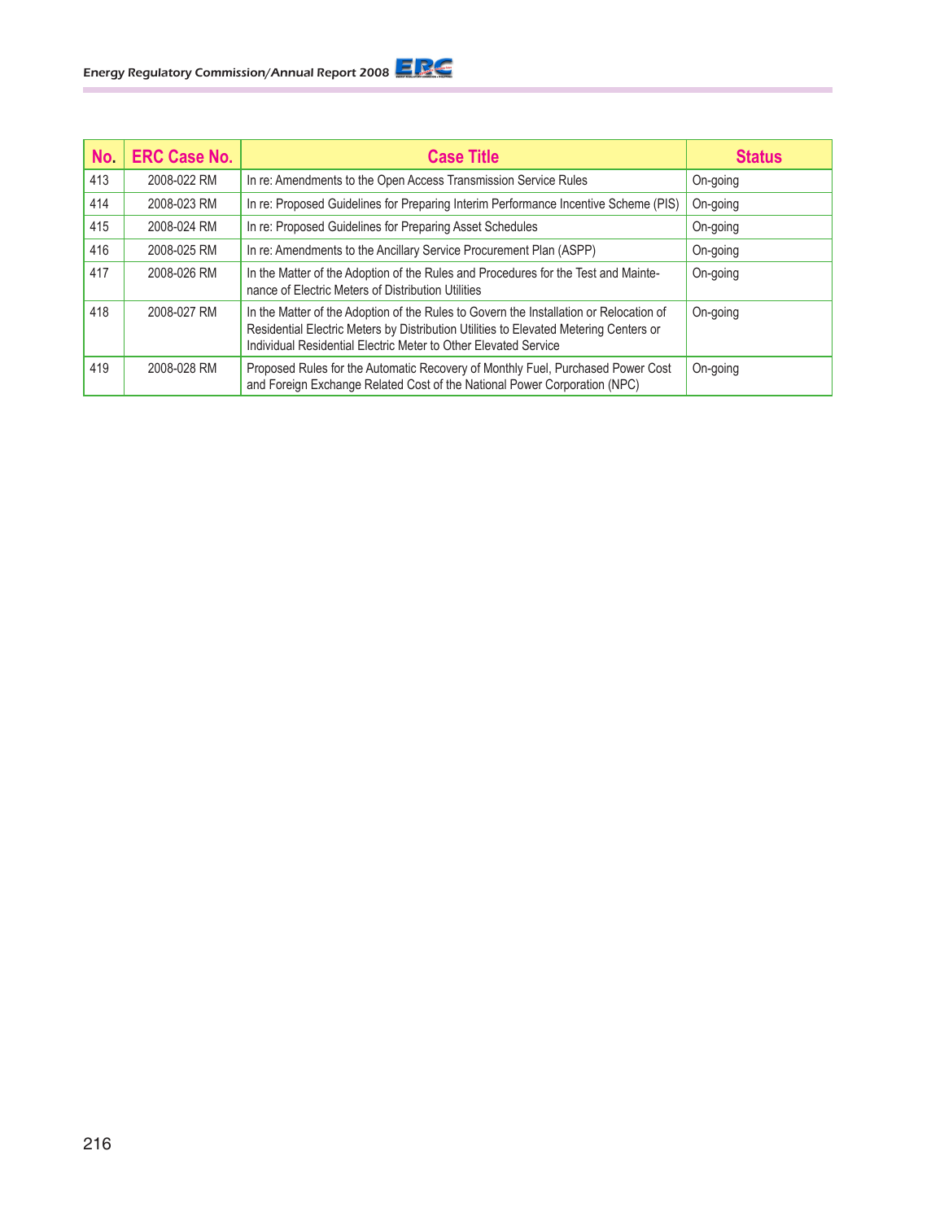| No. | ERC Case No. | Case Title | Status |
|---|---|---|---|
| 413 | 2008-022 RM | In re: Amendments to the Open Access Transmission Service Rules | On-going |
| 414 | 2008-023 RM | In re: Proposed Guidelines for Preparing Interim Performance Incentive Scheme (PIS) | On-going |
| 415 | 2008-024 RM | In re: Proposed Guidelines for Preparing Asset Schedules | On-going |
| 416 | 2008-025 RM | In re: Amendments to the Ancillary Service Procurement Plan (ASPP) | On-going |
| 417 | 2008-026 RM | In the Matter of the Adoption of the Rules and Procedures for the Test and Maintenance of Electric Meters of Distribution Utilities | On-going |
| 418 | 2008-027 RM | In the Matter of the Adoption of the Rules to Govern the Installation or Relocation of Residential Electric Meters by Distribution Utilities to Elevated Metering Centers or Individual Residential Electric Meter to Other Elevated Service | On-going |
| 419 | 2008-028 RM | Proposed Rules for the Automatic Recovery of Monthly Fuel, Purchased Power Cost and Foreign Exchange Related Cost of the National Power Corporation (NPC) | On-going |